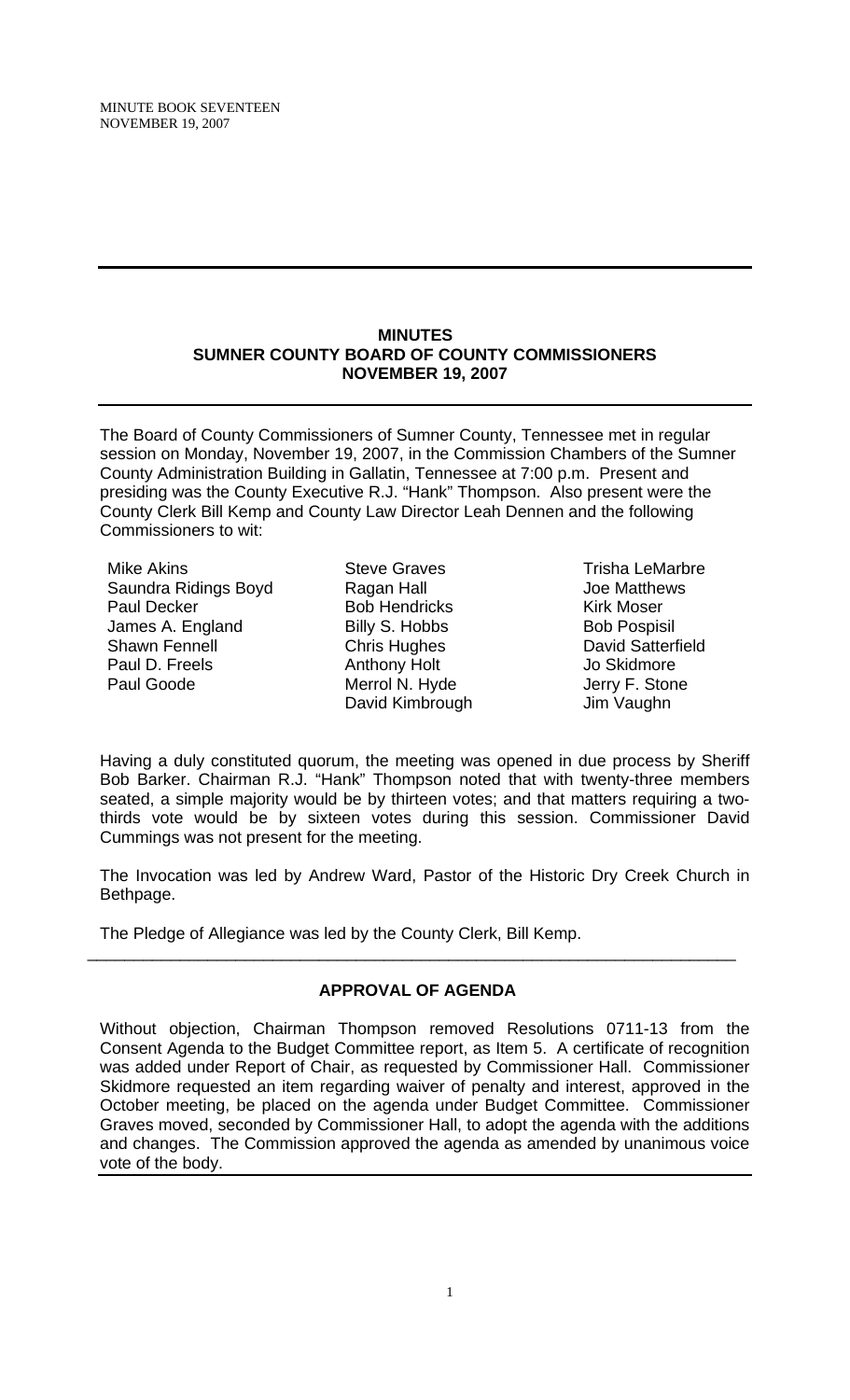# MINUTES
## SUMNER COUNTY BOARD OF COUNTY COMMISSIONERS
## NOVEMBER 19, 2007

The Board of County Commissioners of Sumner County, Tennessee met in regular session on Monday, November 19, 2007, in the Commission Chambers of the Sumner County Administration Building in Gallatin, Tennessee at 7:00 p.m. Present and presiding was the County Executive R.J. "Hank" Thompson. Also present were the County Clerk Bill Kemp and County Law Director Leah Dennen and the following Commissioners to wit:

Mike Akins
Saundra Ridings Boyd
Paul Decker
James A. England
Shawn Fennell
Paul D. Freels
Paul Goode
Steve Graves
Ragan Hall
Bob Hendricks
Billy S. Hobbs
Chris Hughes
Anthony Holt
Merrol N. Hyde
David Kimbrough
Trisha LeMarbre
Joe Matthews
Kirk Moser
Bob Pospisil
David Satterfield
Jo Skidmore
Jerry F. Stone
Jim Vaughn

Having a duly constituted quorum, the meeting was opened in due process by Sheriff Bob Barker. Chairman R.J. "Hank" Thompson noted that with twenty-three members seated, a simple majority would be by thirteen votes; and that matters requiring a two-thirds vote would be by sixteen votes during this session. Commissioner David Cummings was not present for the meeting.

The Invocation was led by Andrew Ward, Pastor of the Historic Dry Creek Church in Bethpage.

The Pledge of Allegiance was led by the County Clerk, Bill Kemp.

---

### APPROVAL OF AGENDA

Without objection, Chairman Thompson removed Resolutions 0711-13 from the Consent Agenda to the Budget Committee report, as Item 5. A certificate of recognition was added under Report of Chair, as requested by Commissioner Hall. Commissioner Skidmore requested an item regarding waiver of penalty and interest, approved in the October meeting, be placed on the agenda under Budget Committee. Commissioner Graves moved, seconded by Commissioner Hall, to adopt the agenda with the additions and changes. The Commission approved the agenda as amended by unanimous voice vote of the body.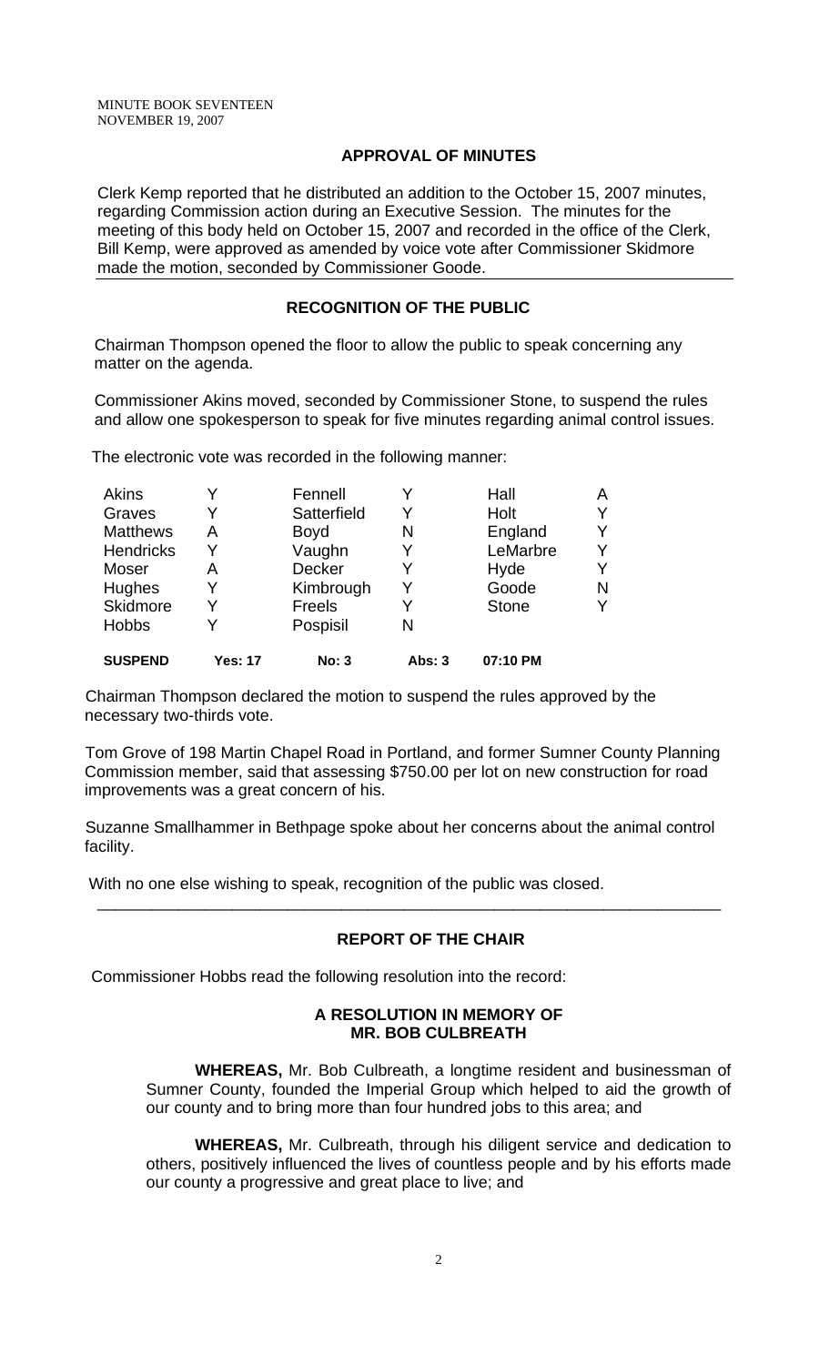MINUTE BOOK SEVENTEEN
NOVEMBER 19, 2007

## APPROVAL OF MINUTES

Clerk Kemp reported that he distributed an addition to the October 15, 2007 minutes, regarding Commission action during an Executive Session. The minutes for the meeting of this body held on October 15, 2007 and recorded in the office of the Clerk, Bill Kemp, were approved as amended by voice vote after Commissioner Skidmore made the motion, seconded by Commissioner Goode.

## RECOGNITION OF THE PUBLIC

Chairman Thompson opened the floor to allow the public to speak concerning any matter on the agenda.

Commissioner Akins moved, seconded by Commissioner Stone, to suspend the rules and allow one spokesperson to speak for five minutes regarding animal control issues.

The electronic vote was recorded in the following manner:

| | | | | | |
|---|---|---|---|---|---|
| Akins | Y | Fennell | Y | Hall | A |
| Graves | Y | Satterfield | Y | Holt | Y |
| Matthews | A | Boyd | N | England | Y |
| Hendricks | Y | Vaughn | Y | LeMarbre | Y |
| Moser | A | Decker | Y | Hyde | Y |
| Hughes | Y | Kimbrough | Y | Goode | N |
| Skidmore | Y | Freels | Y | Stone | Y |
| Hobbs | Y | Pospisil | N | | |
| **SUSPEND** | **Yes: 17** | **No: 3** | **Abs: 3** | **07:10 PM** | |

Chairman Thompson declared the motion to suspend the rules approved by the necessary two-thirds vote.

Tom Grove of 198 Martin Chapel Road in Portland, and former Sumner County Planning Commission member, said that assessing $750.00 per lot on new construction for road improvements was a great concern of his.

Suzanne Smallhammer in Bethpage spoke about her concerns about the animal control facility.

With no one else wishing to speak, recognition of the public was closed.

## REPORT OF THE CHAIR

Commissioner Hobbs read the following resolution into the record:

### A RESOLUTION IN MEMORY OF MR. BOB CULBREATH

**WHEREAS,** Mr. Bob Culbreath, a longtime resident and businessman of Sumner County, founded the Imperial Group which helped to aid the growth of our county and to bring more than four hundred jobs to this area; and

**WHEREAS,** Mr. Culbreath, through his diligent service and dedication to others, positively influenced the lives of countless people and by his efforts made our county a progressive and great place to live; and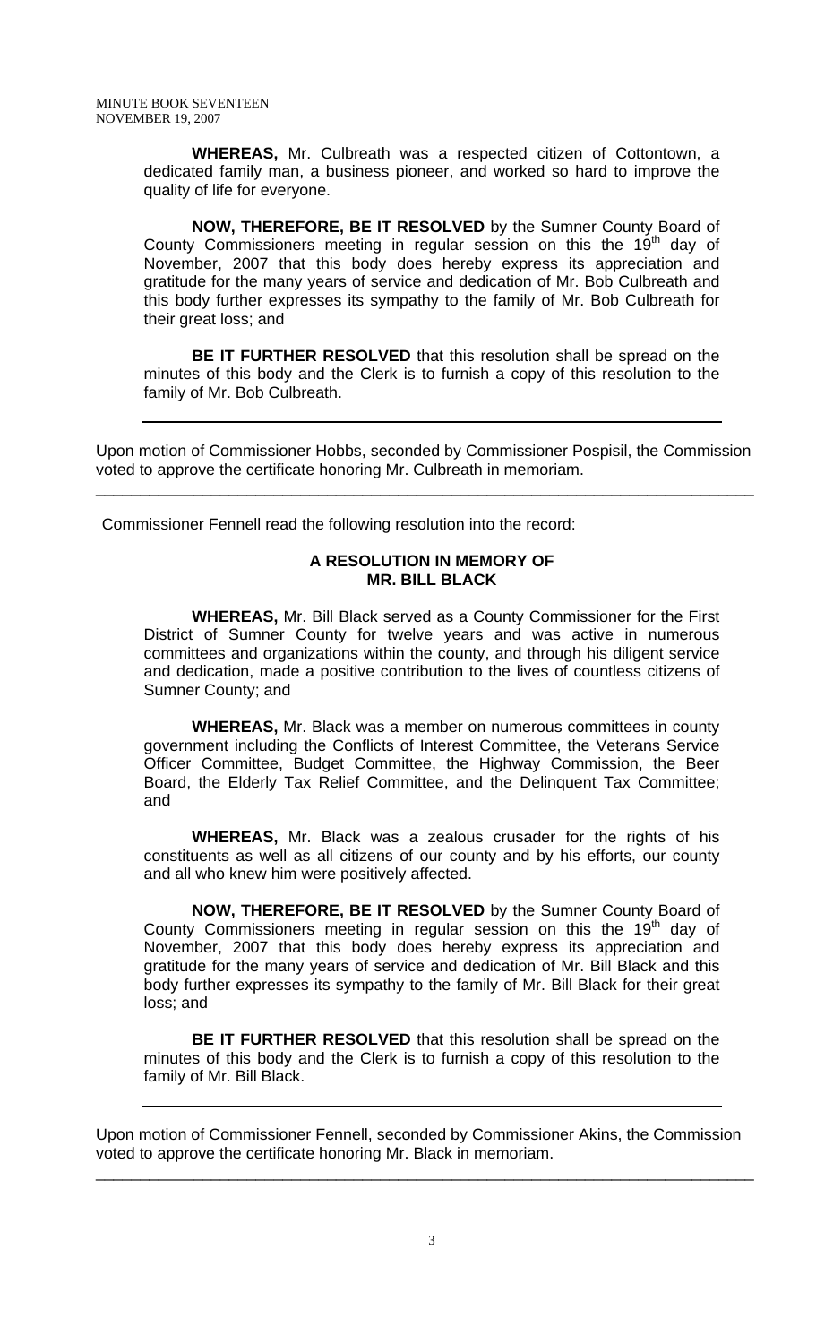**WHEREAS,** Mr. Culbreath was a respected citizen of Cottontown, a dedicated family man, a business pioneer, and worked so hard to improve the quality of life for everyone.

**NOW, THEREFORE, BE IT RESOLVED** by the Sumner County Board of County Commissioners meeting in regular session on this the 19th day of November, 2007 that this body does hereby express its appreciation and gratitude for the many years of service and dedication of Mr. Bob Culbreath and this body further expresses its sympathy to the family of Mr. Bob Culbreath for their great loss; and

**BE IT FURTHER RESOLVED** that this resolution shall be spread on the minutes of this body and the Clerk is to furnish a copy of this resolution to the family of Mr. Bob Culbreath.

---

Upon motion of Commissioner Hobbs, seconded by Commissioner Pospisil, the Commission voted to approve the certificate honoring Mr. Culbreath in memoriam.

---

Commissioner Fennell read the following resolution into the record:

### A RESOLUTION IN MEMORY OF MR. BILL BLACK

**WHEREAS,** Mr. Bill Black served as a County Commissioner for the First District of Sumner County for twelve years and was active in numerous committees and organizations within the county, and through his diligent service and dedication, made a positive contribution to the lives of countless citizens of Sumner County; and

**WHEREAS,** Mr. Black was a member on numerous committees in county government including the Conflicts of Interest Committee, the Veterans Service Officer Committee, Budget Committee, the Highway Commission, the Beer Board, the Elderly Tax Relief Committee, and the Delinquent Tax Committee; and

**WHEREAS,** Mr. Black was a zealous crusader for the rights of his constituents as well as all citizens of our county and by his efforts, our county and all who knew him were positively affected.

**NOW, THEREFORE, BE IT RESOLVED** by the Sumner County Board of County Commissioners meeting in regular session on this the 19th day of November, 2007 that this body does hereby express its appreciation and gratitude for the many years of service and dedication of Mr. Bill Black and this body further expresses its sympathy to the family of Mr. Bill Black for their great loss; and

**BE IT FURTHER RESOLVED** that this resolution shall be spread on the minutes of this body and the Clerk is to furnish a copy of this resolution to the family of Mr. Bill Black.

---

Upon motion of Commissioner Fennell, seconded by Commissioner Akins, the Commission voted to approve the certificate honoring Mr. Black in memoriam.

---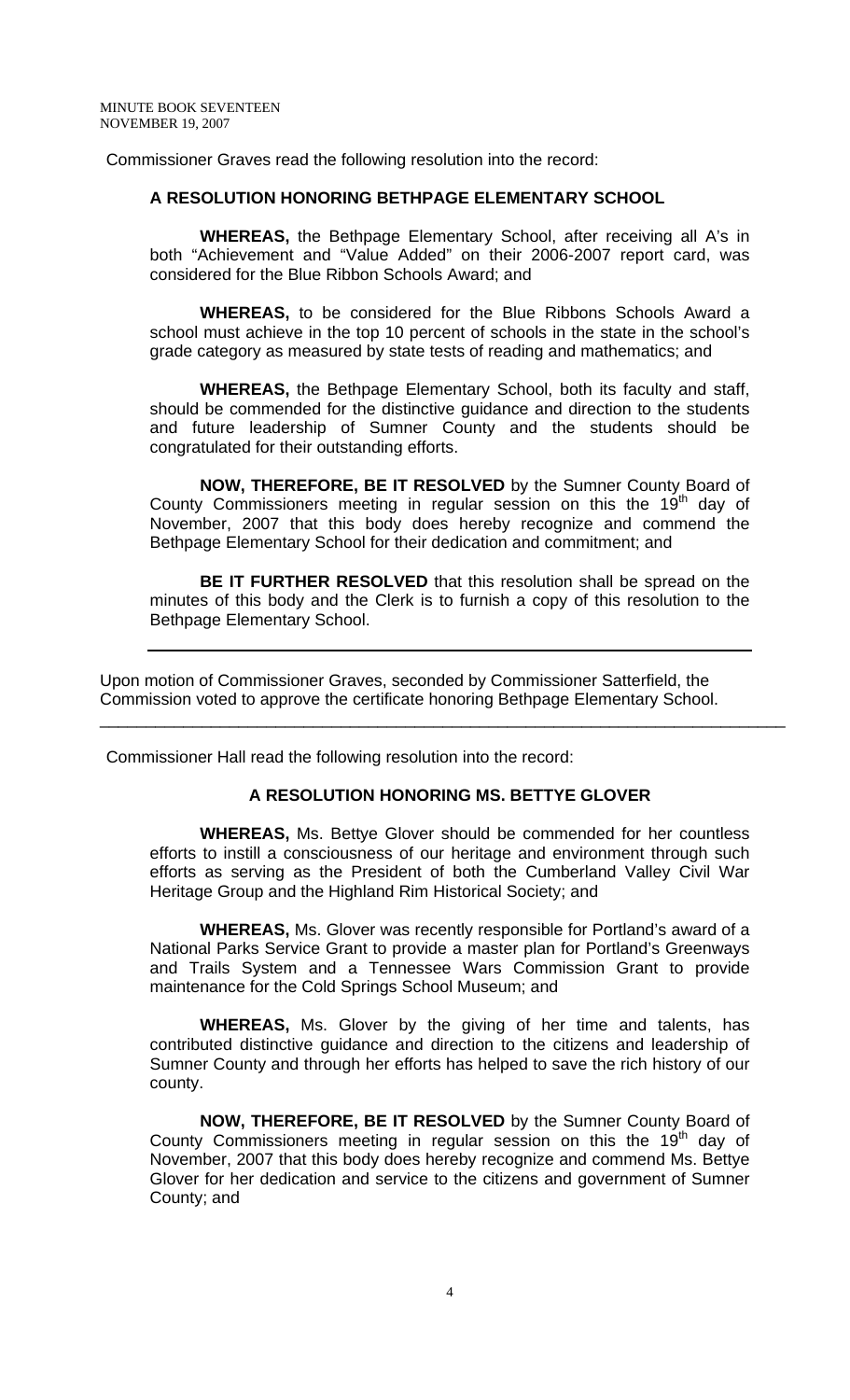Commissioner Graves read the following resolution into the record:

**A RESOLUTION HONORING BETHPAGE ELEMENTARY SCHOOL**

**WHEREAS,** the Bethpage Elementary School, after receiving all A's in both "Achievement and "Value Added" on their 2006-2007 report card, was considered for the Blue Ribbon Schools Award; and

**WHEREAS,** to be considered for the Blue Ribbons Schools Award a school must achieve in the top 10 percent of schools in the state in the school's grade category as measured by state tests of reading and mathematics; and

**WHEREAS,** the Bethpage Elementary School, both its faculty and staff, should be commended for the distinctive guidance and direction to the students and future leadership of Sumner County and the students should be congratulated for their outstanding efforts.

**NOW, THEREFORE, BE IT RESOLVED** by the Sumner County Board of County Commissioners meeting in regular session on this the 19th day of November, 2007 that this body does hereby recognize and commend the Bethpage Elementary School for their dedication and commitment; and

**BE IT FURTHER RESOLVED** that this resolution shall be spread on the minutes of this body and the Clerk is to furnish a copy of this resolution to the Bethpage Elementary School.

---

Upon motion of Commissioner Graves, seconded by Commissioner Satterfield, the Commission voted to approve the certificate honoring Bethpage Elementary School.

---

Commissioner Hall read the following resolution into the record:

**A RESOLUTION HONORING MS. BETTYE GLOVER**

**WHEREAS,** Ms. Bettye Glover should be commended for her countless efforts to instill a consciousness of our heritage and environment through such efforts as serving as the President of both the Cumberland Valley Civil War Heritage Group and the Highland Rim Historical Society; and

**WHEREAS,** Ms. Glover was recently responsible for Portland's award of a National Parks Service Grant to provide a master plan for Portland's Greenways and Trails System and a Tennessee Wars Commission Grant to provide maintenance for the Cold Springs School Museum; and

**WHEREAS,** Ms. Glover by the giving of her time and talents, has contributed distinctive guidance and direction to the citizens and leadership of Sumner County and through her efforts has helped to save the rich history of our county.

**NOW, THEREFORE, BE IT RESOLVED** by the Sumner County Board of County Commissioners meeting in regular session on this the 19th day of November, 2007 that this body does hereby recognize and commend Ms. Bettye Glover for her dedication and service to the citizens and government of Sumner County; and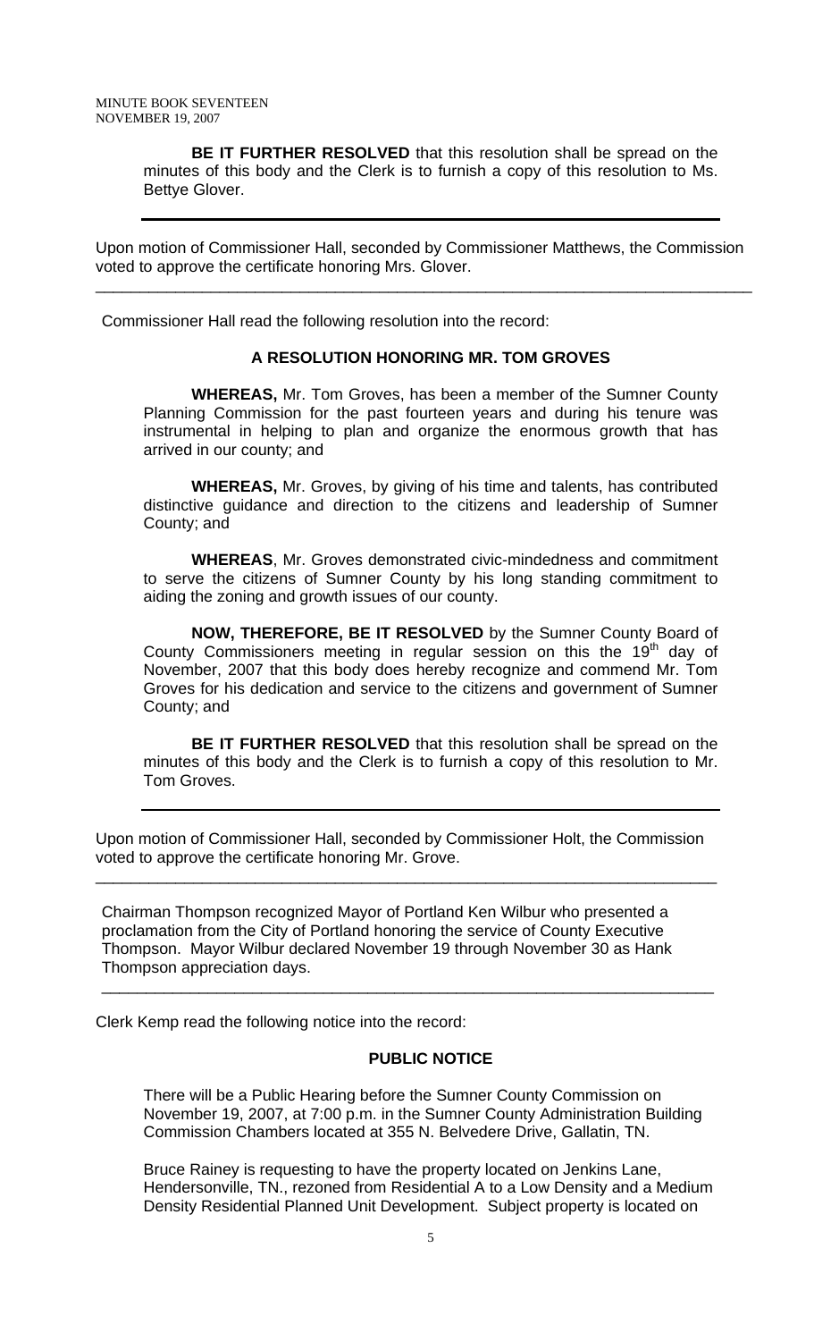**BE IT FURTHER RESOLVED** that this resolution shall be spread on the minutes of this body and the Clerk is to furnish a copy of this resolution to Ms. Bettye Glover.

---

Upon motion of Commissioner Hall, seconded by Commissioner Matthews, the Commission voted to approve the certificate honoring Mrs. Glover.

---

Commissioner Hall read the following resolution into the record:

**A RESOLUTION HONORING MR. TOM GROVES**

**WHEREAS,** Mr. Tom Groves, has been a member of the Sumner County Planning Commission for the past fourteen years and during his tenure was instrumental in helping to plan and organize the enormous growth that has arrived in our county; and

**WHEREAS,** Mr. Groves, by giving of his time and talents, has contributed distinctive guidance and direction to the citizens and leadership of Sumner County; and

**WHEREAS**, Mr. Groves demonstrated civic-mindedness and commitment to serve the citizens of Sumner County by his long standing commitment to aiding the zoning and growth issues of our county.

**NOW, THEREFORE, BE IT RESOLVED** by the Sumner County Board of County Commissioners meeting in regular session on this the 19th day of November, 2007 that this body does hereby recognize and commend Mr. Tom Groves for his dedication and service to the citizens and government of Sumner County; and

**BE IT FURTHER RESOLVED** that this resolution shall be spread on the minutes of this body and the Clerk is to furnish a copy of this resolution to Mr. Tom Groves.

---

Upon motion of Commissioner Hall, seconded by Commissioner Holt, the Commission voted to approve the certificate honoring Mr. Grove.

---

Chairman Thompson recognized Mayor of Portland Ken Wilbur who presented a proclamation from the City of Portland honoring the service of County Executive Thompson. Mayor Wilbur declared November 19 through November 30 as Hank Thompson appreciation days.

---

Clerk Kemp read the following notice into the record:

**PUBLIC NOTICE**

There will be a Public Hearing before the Sumner County Commission on November 19, 2007, at 7:00 p.m. in the Sumner County Administration Building Commission Chambers located at 355 N. Belvedere Drive, Gallatin, TN.

Bruce Rainey is requesting to have the property located on Jenkins Lane, Hendersonville, TN., rezoned from Residential A to a Low Density and a Medium Density Residential Planned Unit Development. Subject property is located on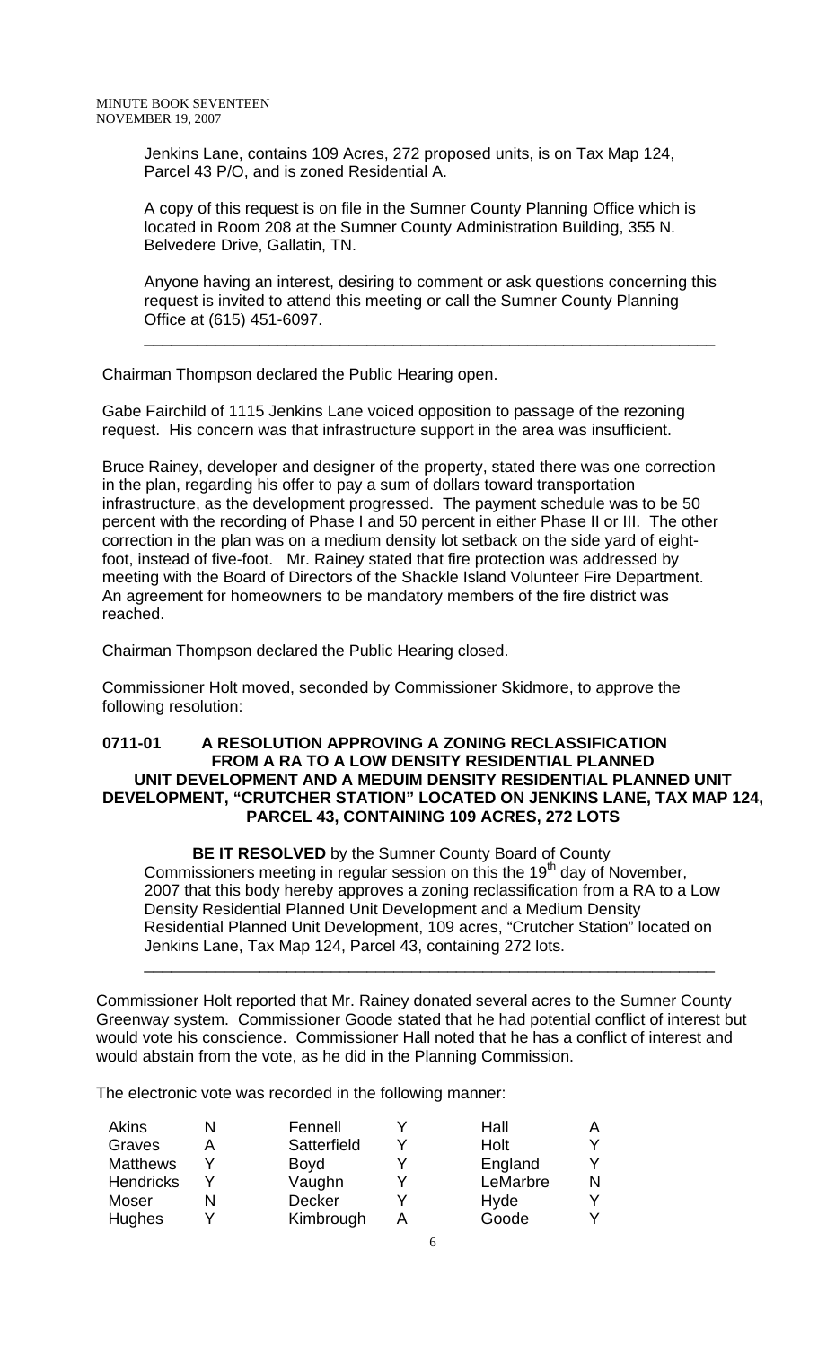Jenkins Lane, contains 109 Acres, 272 proposed units, is on Tax Map 124, Parcel 43 P/O, and is zoned Residential A.

A copy of this request is on file in the Sumner County Planning Office which is located in Room 208 at the Sumner County Administration Building, 355 N. Belvedere Drive, Gallatin, TN.

Anyone having an interest, desiring to comment or ask questions concerning this request is invited to attend this meeting or call the Sumner County Planning Office at (615) 451-6097.

---

Chairman Thompson declared the Public Hearing open.

Gabe Fairchild of 1115 Jenkins Lane voiced opposition to passage of the rezoning request. His concern was that infrastructure support in the area was insufficient.

Bruce Rainey, developer and designer of the property, stated there was one correction in the plan, regarding his offer to pay a sum of dollars toward transportation infrastructure, as the development progressed. The payment schedule was to be 50 percent with the recording of Phase I and 50 percent in either Phase II or III. The other correction in the plan was on a medium density lot setback on the side yard of eight-foot, instead of five-foot. Mr. Rainey stated that fire protection was addressed by meeting with the Board of Directors of the Shackle Island Volunteer Fire Department. An agreement for homeowners to be mandatory members of the fire district was reached.

Chairman Thompson declared the Public Hearing closed.

Commissioner Holt moved, seconded by Commissioner Skidmore, to approve the following resolution:

**0711-01 A RESOLUTION APPROVING A ZONING RECLASSIFICATION FROM A RA TO A LOW DENSITY RESIDENTIAL PLANNED UNIT DEVELOPMENT AND A MEDUIM DENSITY RESIDENTIAL PLANNED UNIT DEVELOPMENT, "CRUTCHER STATION" LOCATED ON JENKINS LANE, TAX MAP 124, PARCEL 43, CONTAINING 109 ACRES, 272 LOTS**

**BE IT RESOLVED** by the Sumner County Board of County Commissioners meeting in regular session on this the 19th day of November, 2007 that this body hereby approves a zoning reclassification from a RA to a Low Density Residential Planned Unit Development and a Medium Density Residential Planned Unit Development, 109 acres, "Crutcher Station" located on Jenkins Lane, Tax Map 124, Parcel 43, containing 272 lots.

---

Commissioner Holt reported that Mr. Rainey donated several acres to the Sumner County Greenway system. Commissioner Goode stated that he had potential conflict of interest but would vote his conscience. Commissioner Hall noted that he has a conflict of interest and would abstain from the vote, as he did in the Planning Commission.

The electronic vote was recorded in the following manner:

| | | | | | |
|---|---|---|---|---|---|
| Akins | N | Fennell | Y | Hall | A |
| Graves | A | Satterfield | Y | Holt | Y |
| Matthews | Y | Boyd | Y | England | Y |
| Hendricks | Y | Vaughn | Y | LeMarbre | N |
| Moser | N | Decker | Y | Hyde | Y |
| Hughes | Y | Kimbrough | A | Goode | Y |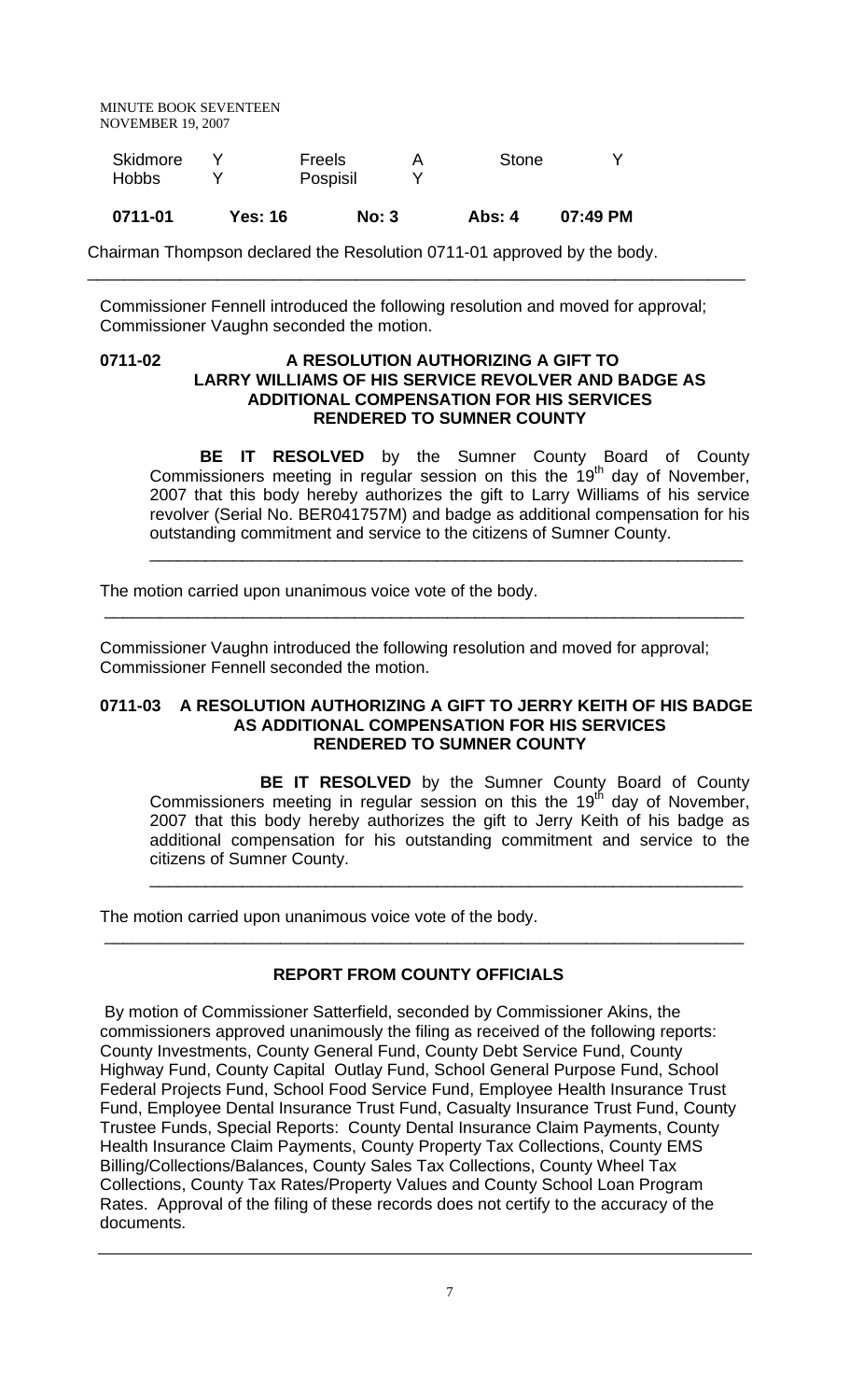| Skidmore | Y | Freels | A | Stone | Y |
|---|---|---|---|---|---|
| Hobbs | Y | Pospisil | Y | | |

| **0711-01** | **Yes: 16** | **No: 3** | **Abs: 4** | **07:49 PM** |
|---|---|---|---|---|

Chairman Thompson declared the Resolution 0711-01 approved by the body.

---

Commissioner Fennell introduced the following resolution and moved for approval; Commissioner Vaughn seconded the motion.

**0711-02 A RESOLUTION AUTHORIZING A GIFT TO LARRY WILLIAMS OF HIS SERVICE REVOLVER AND BADGE AS ADDITIONAL COMPENSATION FOR HIS SERVICES RENDERED TO SUMNER COUNTY**

**BE IT RESOLVED** by the Sumner County Board of County Commissioners meeting in regular session on this the 19th day of November, 2007 that this body hereby authorizes the gift to Larry Williams of his service revolver (Serial No. BER041757M) and badge as additional compensation for his outstanding commitment and service to the citizens of Sumner County.

---

The motion carried upon unanimous voice vote of the body.

---

Commissioner Vaughn introduced the following resolution and moved for approval; Commissioner Fennell seconded the motion.

**0711-03 A RESOLUTION AUTHORIZING A GIFT TO JERRY KEITH OF HIS BADGE AS ADDITIONAL COMPENSATION FOR HIS SERVICES RENDERED TO SUMNER COUNTY**

**BE IT RESOLVED** by the Sumner County Board of County Commissioners meeting in regular session on this the 19th day of November, 2007 that this body hereby authorizes the gift to Jerry Keith of his badge as additional compensation for his outstanding commitment and service to the citizens of Sumner County.

---

The motion carried upon unanimous voice vote of the body.

---

**REPORT FROM COUNTY OFFICIALS**

By motion of Commissioner Satterfield, seconded by Commissioner Akins, the commissioners approved unanimously the filing as received of the following reports: County Investments, County General Fund, County Debt Service Fund, County Highway Fund, County Capital Outlay Fund, School General Purpose Fund, School Federal Projects Fund, School Food Service Fund, Employee Health Insurance Trust Fund, Employee Dental Insurance Trust Fund, Casualty Insurance Trust Fund, County Trustee Funds, Special Reports: County Dental Insurance Claim Payments, County Health Insurance Claim Payments, County Property Tax Collections, County EMS Billing/Collections/Balances, County Sales Tax Collections, County Wheel Tax Collections, County Tax Rates/Property Values and County School Loan Program Rates. Approval of the filing of these records does not certify to the accuracy of the documents.

---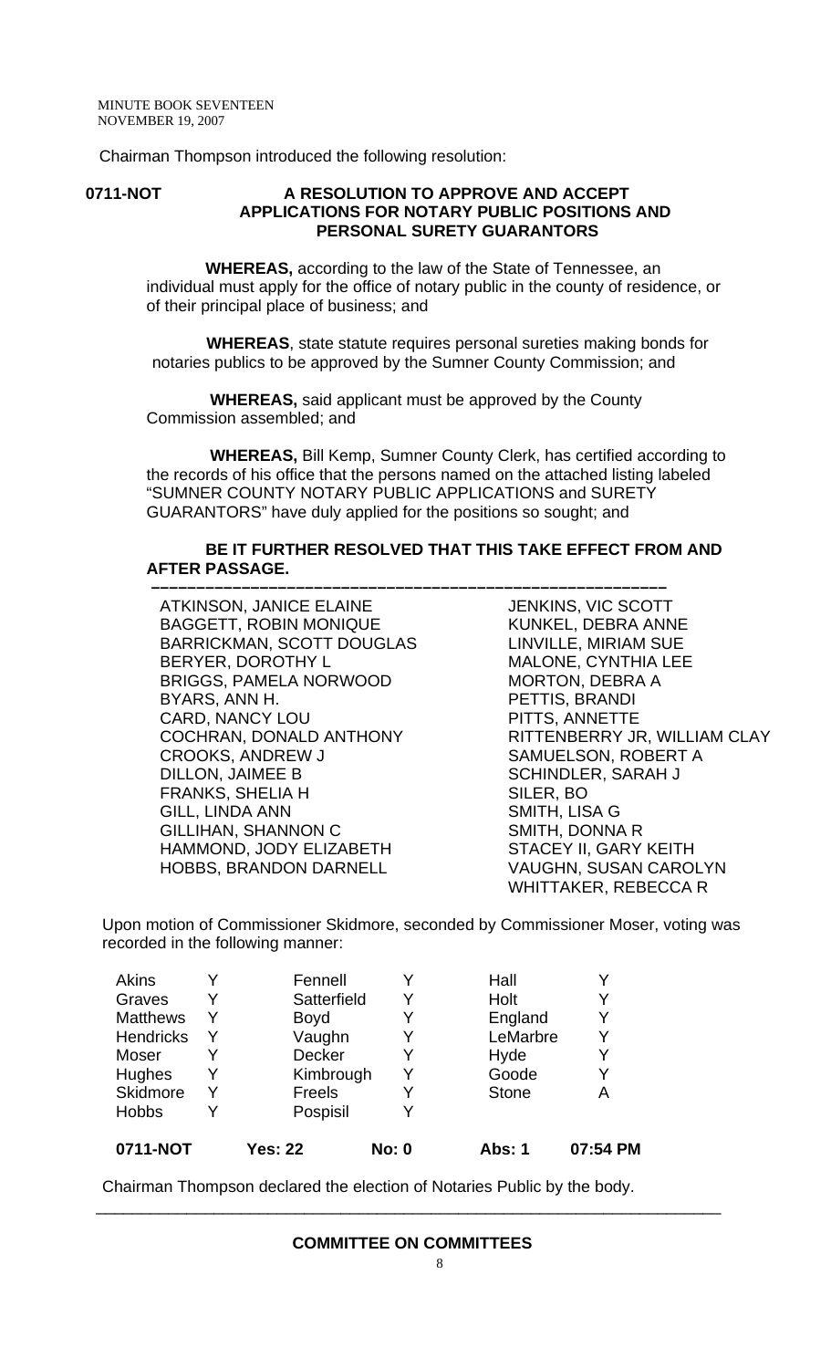Chairman Thompson introduced the following resolution:

**0711-NOT　　A RESOLUTION TO APPROVE AND ACCEPT APPLICATIONS FOR NOTARY PUBLIC POSITIONS AND PERSONAL SURETY GUARANTORS**

**WHEREAS,** according to the law of the State of Tennessee, an individual must apply for the office of notary public in the county of residence, or of their principal place of business; and

**WHEREAS**, state statute requires personal sureties making bonds for notaries publics to be approved by the Sumner County Commission; and

**WHEREAS,** said applicant must be approved by the County Commission assembled; and

**WHEREAS,** Bill Kemp, Sumner County Clerk, has certified according to the records of his office that the persons named on the attached listing labeled "SUMNER COUNTY NOTARY PUBLIC APPLICATIONS and SURETY GUARANTORS" have duly applied for the positions so sought; and

**BE IT FURTHER RESOLVED THAT THIS TAKE EFFECT FROM AND AFTER PASSAGE.**

---

| | |
|---|---|
| ATKINSON, JANICE ELAINE | JENKINS, VIC SCOTT |
| BAGGETT, ROBIN MONIQUE | KUNKEL, DEBRA ANNE |
| BARRICKMAN, SCOTT DOUGLAS | LINVILLE, MIRIAM SUE |
| BERYER, DOROTHY L | MALONE, CYNTHIA LEE |
| BRIGGS, PAMELA NORWOOD | MORTON, DEBRA A |
| BYARS, ANN H. | PETTIS, BRANDI |
| CARD, NANCY LOU | PITTS, ANNETTE |
| COCHRAN, DONALD ANTHONY | RITTENBERRY JR, WILLIAM CLAY |
| CROOKS, ANDREW J | SAMUELSON, ROBERT A |
| DILLON, JAIMEE B | SCHINDLER, SARAH J |
| FRANKS, SHELIA H | SILER, BO |
| GILL, LINDA ANN | SMITH, LISA G |
| GILLIHAN, SHANNON C | SMITH, DONNA R |
| HAMMOND, JODY ELIZABETH | STACEY II, GARY KEITH |
| HOBBS, BRANDON DARNELL | VAUGHN, SUSAN CAROLYN |
| | WHITTAKER, REBECCA R |

Upon motion of Commissioner Skidmore, seconded by Commissioner Moser, voting was recorded in the following manner:

| | | | | | |
|---|---|---|---|---|---|
| Akins | Y | Fennell | Y | Hall | Y |
| Graves | Y | Satterfield | Y | Holt | Y |
| Matthews | Y | Boyd | Y | England | Y |
| Hendricks | Y | Vaughn | Y | LeMarbre | Y |
| Moser | Y | Decker | Y | Hyde | Y |
| Hughes | Y | Kimbrough | Y | Goode | Y |
| Skidmore | Y | Freels | Y | Stone | A |
| Hobbs | Y | Pospisil | Y | | |
| **0711-NOT** | | **Yes: 22** | **No: 0** | **Abs: 1** | **07:54 PM** |

Chairman Thompson declared the election of Notaries Public by the body.

---

**COMMITTEE ON COMMITTEES**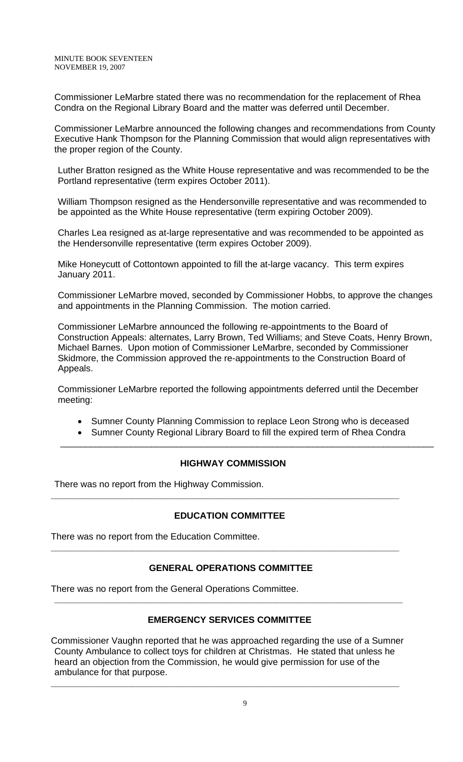Commissioner LeMarbre stated there was no recommendation for the replacement of Rhea Condra on the Regional Library Board and the matter was deferred until December.

Commissioner LeMarbre announced the following changes and recommendations from County Executive Hank Thompson for the Planning Commission that would align representatives with the proper region of the County.

Luther Bratton resigned as the White House representative and was recommended to be the Portland representative (term expires October 2011).

William Thompson resigned as the Hendersonville representative and was recommended to be appointed as the White House representative (term expiring October 2009).

Charles Lea resigned as at-large representative and was recommended to be appointed as the Hendersonville representative (term expires October 2009).

Mike Honeycutt of Cottontown appointed to fill the at-large vacancy. This term expires January 2011.

Commissioner LeMarbre moved, seconded by Commissioner Hobbs, to approve the changes and appointments in the Planning Commission. The motion carried.

Commissioner LeMarbre announced the following re-appointments to the Board of Construction Appeals: alternates, Larry Brown, Ted Williams; and Steve Coats, Henry Brown, Michael Barnes. Upon motion of Commissioner LeMarbre, seconded by Commissioner Skidmore, the Commission approved the re-appointments to the Construction Board of Appeals.

Commissioner LeMarbre reported the following appointments deferred until the December meeting:

- Sumner County Planning Commission to replace Leon Strong who is deceased
- Sumner County Regional Library Board to fill the expired term of Rhea Condra

---

## HIGHWAY COMMISSION

There was no report from the Highway Commission.

---

## EDUCATION COMMITTEE

There was no report from the Education Committee.

---

## GENERAL OPERATIONS COMMITTEE

There was no report from the General Operations Committee.

---

## EMERGENCY SERVICES COMMITTEE

Commissioner Vaughn reported that he was approached regarding the use of a Sumner County Ambulance to collect toys for children at Christmas. He stated that unless he heard an objection from the Commission, he would give permission for use of the ambulance for that purpose.

---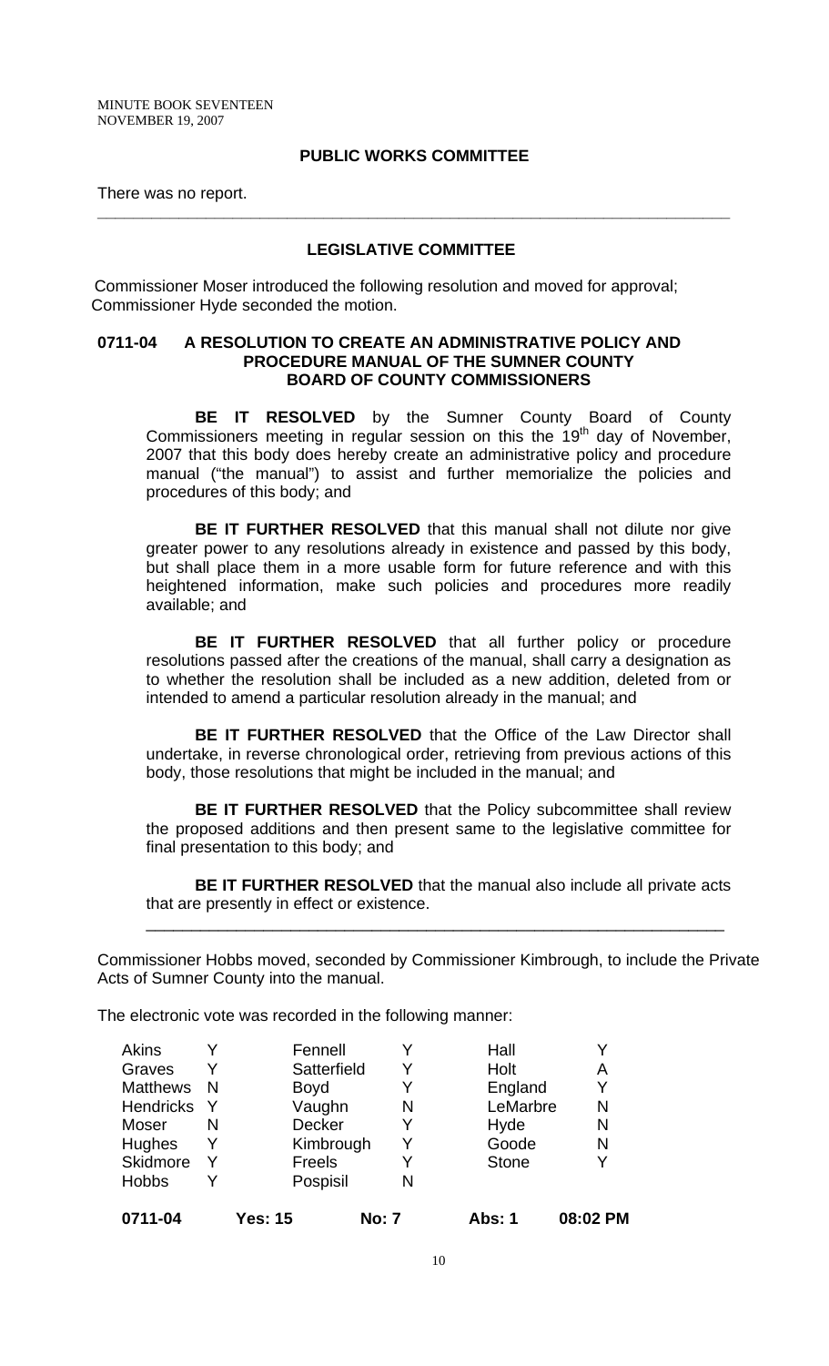MINUTE BOOK SEVENTEEN
NOVEMBER 19, 2007

## PUBLIC WORKS COMMITTEE

There was no report.

---

## LEGISLATIVE COMMITTEE

Commissioner Moser introduced the following resolution and moved for approval; Commissioner Hyde seconded the motion.

### 0711-04 A RESOLUTION TO CREATE AN ADMINISTRATIVE POLICY AND PROCEDURE MANUAL OF THE SUMNER COUNTY BOARD OF COUNTY COMMISSIONERS

**BE IT RESOLVED** by the Sumner County Board of County Commissioners meeting in regular session on this the 19th day of November, 2007 that this body does hereby create an administrative policy and procedure manual ("the manual") to assist and further memorialize the policies and procedures of this body; and

**BE IT FURTHER RESOLVED** that this manual shall not dilute nor give greater power to any resolutions already in existence and passed by this body, but shall place them in a more usable form for future reference and with this heightened information, make such policies and procedures more readily available; and

**BE IT FURTHER RESOLVED** that all further policy or procedure resolutions passed after the creations of the manual, shall carry a designation as to whether the resolution shall be included as a new addition, deleted from or intended to amend a particular resolution already in the manual; and

**BE IT FURTHER RESOLVED** that the Office of the Law Director shall undertake, in reverse chronological order, retrieving from previous actions of this body, those resolutions that might be included in the manual; and

**BE IT FURTHER RESOLVED** that the Policy subcommittee shall review the proposed additions and then present same to the legislative committee for final presentation to this body; and

**BE IT FURTHER RESOLVED** that the manual also include all private acts that are presently in effect or existence.

---

Commissioner Hobbs moved, seconded by Commissioner Kimbrough, to include the Private Acts of Sumner County into the manual.

The electronic vote was recorded in the following manner:

| | | | | | |
|---|---|---|---|---|---|
| Akins | Y | Fennell | Y | Hall | Y |
| Graves | Y | Satterfield | Y | Holt | A |
| Matthews | N | Boyd | Y | England | Y |
| Hendricks | Y | Vaughn | N | LeMarbre | N |
| Moser | N | Decker | Y | Hyde | N |
| Hughes | Y | Kimbrough | Y | Goode | N |
| Skidmore | Y | Freels | Y | Stone | Y |
| Hobbs | Y | Pospisil | N | | |

**0711-04 Yes: 15 No: 7 Abs: 1 08:02 PM**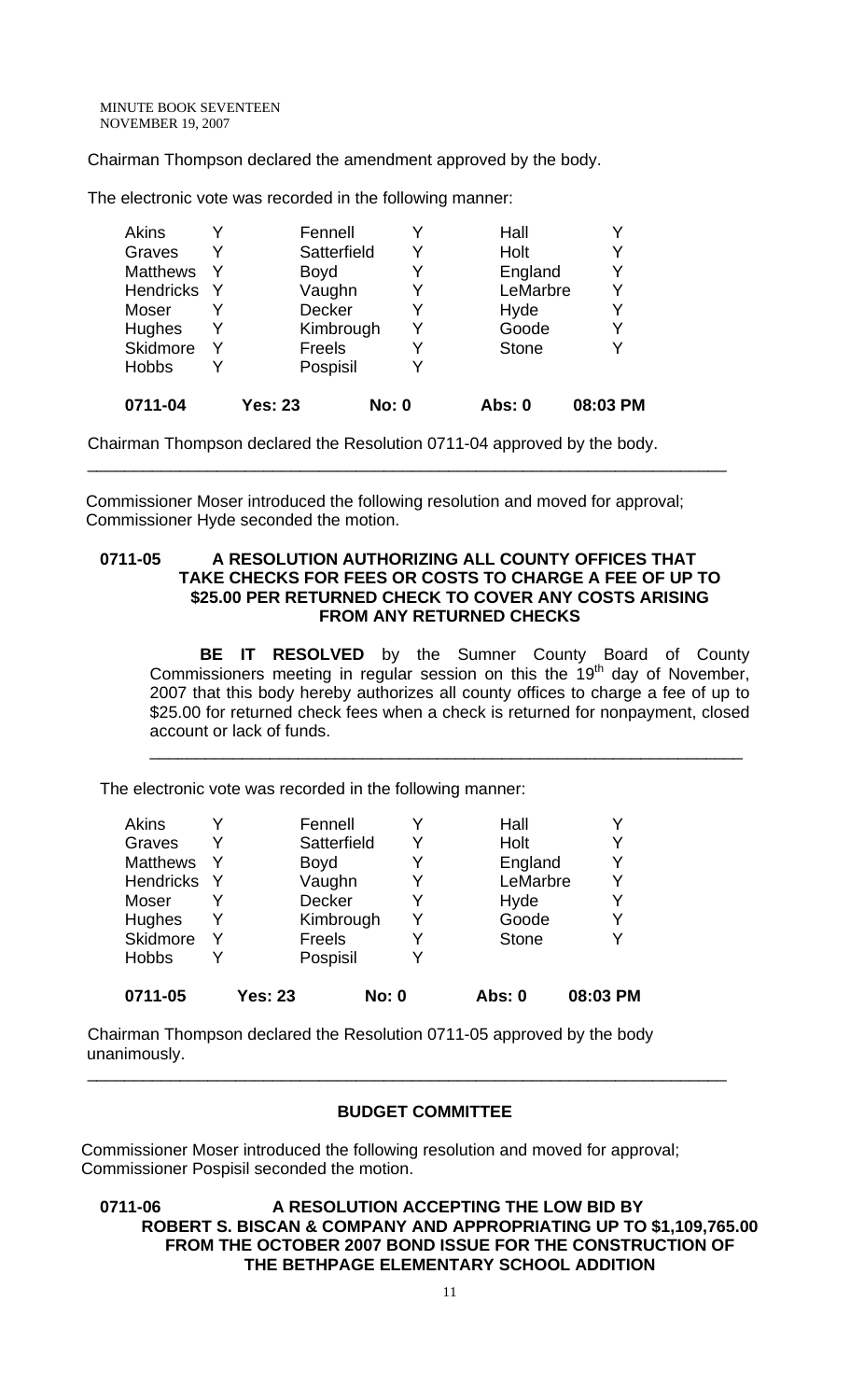Chairman Thompson declared the amendment approved by the body.

The electronic vote was recorded in the following manner:

| | | | | | |
|---|---|---|---|---|---|
| Akins | Y | Fennell | Y | Hall | Y |
| Graves | Y | Satterfield | Y | Holt | Y |
| Matthews | Y | Boyd | Y | England | Y |
| Hendricks | Y | Vaughn | Y | LeMarbre | Y |
| Moser | Y | Decker | Y | Hyde | Y |
| Hughes | Y | Kimbrough | Y | Goode | Y |
| Skidmore | Y | Freels | Y | Stone | Y |
| Hobbs | Y | Pospisil | Y | | |
| **0711-04** | **Yes: 23** | | **No: 0** | **Abs: 0** | **08:03 PM** |

Chairman Thompson declared the Resolution 0711-04 approved by the body.

---

Commissioner Moser introduced the following resolution and moved for approval; Commissioner Hyde seconded the motion.

**0711-05 A RESOLUTION AUTHORIZING ALL COUNTY OFFICES THAT TAKE CHECKS FOR FEES OR COSTS TO CHARGE A FEE OF UP TO \$25.00 PER RETURNED CHECK TO COVER ANY COSTS ARISING FROM ANY RETURNED CHECKS**

**BE IT RESOLVED** by the Sumner County Board of County Commissioners meeting in regular session on this the 19th day of November, 2007 that this body hereby authorizes all county offices to charge a fee of up to \$25.00 for returned check fees when a check is returned for nonpayment, closed account or lack of funds.

---

The electronic vote was recorded in the following manner:

| | | | | | |
|---|---|---|---|---|---|
| Akins | Y | Fennell | Y | Hall | Y |
| Graves | Y | Satterfield | Y | Holt | Y |
| Matthews | Y | Boyd | Y | England | Y |
| Hendricks | Y | Vaughn | Y | LeMarbre | Y |
| Moser | Y | Decker | Y | Hyde | Y |
| Hughes | Y | Kimbrough | Y | Goode | Y |
| Skidmore | Y | Freels | Y | Stone | Y |
| Hobbs | Y | Pospisil | Y | | |
| **0711-05** | **Yes: 23** | | **No: 0** | **Abs: 0** | **08:03 PM** |

Chairman Thompson declared the Resolution 0711-05 approved by the body unanimously.

---

## BUDGET COMMITTEE

Commissioner Moser introduced the following resolution and moved for approval; Commissioner Pospisil seconded the motion.

**0711-06 A RESOLUTION ACCEPTING THE LOW BID BY ROBERT S. BISCAN & COMPANY AND APPROPRIATING UP TO \$1,109,765.00 FROM THE OCTOBER 2007 BOND ISSUE FOR THE CONSTRUCTION OF THE BETHPAGE ELEMENTARY SCHOOL ADDITION**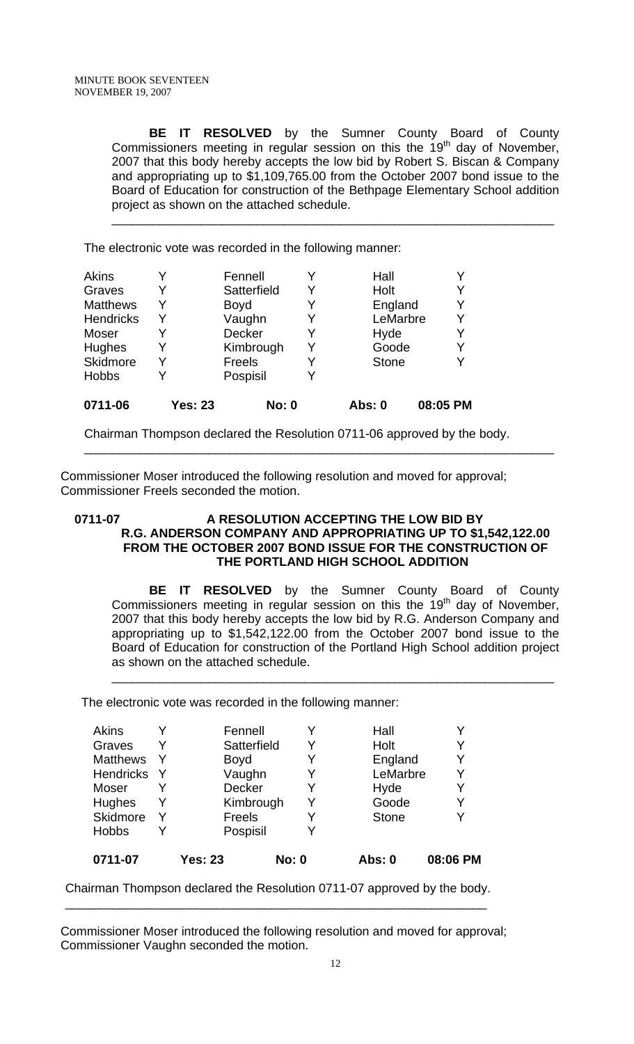**BE IT RESOLVED** by the Sumner County Board of County Commissioners meeting in regular session on this the 19th day of November, 2007 that this body hereby accepts the low bid by Robert S. Biscan & Company and appropriating up to $1,109,765.00 from the October 2007 bond issue to the Board of Education for construction of the Bethpage Elementary School addition project as shown on the attached schedule.

---

The electronic vote was recorded in the following manner:

| | | | | | |
|---|---|---|---|---|---|
| Akins | Y | Fennell | Y | Hall | Y |
| Graves | Y | Satterfield | Y | Holt | Y |
| Matthews | Y | Boyd | Y | England | Y |
| Hendricks | Y | Vaughn | Y | LeMarbre | Y |
| Moser | Y | Decker | Y | Hyde | Y |
| Hughes | Y | Kimbrough | Y | Goode | Y |
| Skidmore | Y | Freels | Y | Stone | Y |
| Hobbs | Y | Pospisil | Y | | |
| **0711-06** | **Yes: 23** | **No: 0** | | **Abs: 0** | **08:05 PM** |

Chairman Thompson declared the Resolution 0711-06 approved by the body.

---

Commissioner Moser introduced the following resolution and moved for approval; Commissioner Freels seconded the motion.

**0711-07 A RESOLUTION ACCEPTING THE LOW BID BY R.G. ANDERSON COMPANY AND APPROPRIATING UP TO $1,542,122.00 FROM THE OCTOBER 2007 BOND ISSUE FOR THE CONSTRUCTION OF THE PORTLAND HIGH SCHOOL ADDITION**

**BE IT RESOLVED** by the Sumner County Board of County Commissioners meeting in regular session on this the 19th day of November, 2007 that this body hereby accepts the low bid by R.G. Anderson Company and appropriating up to $1,542,122.00 from the October 2007 bond issue to the Board of Education for construction of the Portland High School addition project as shown on the attached schedule.

---

The electronic vote was recorded in the following manner:

| | | | | | |
|---|---|---|---|---|---|
| Akins | Y | Fennell | Y | Hall | Y |
| Graves | Y | Satterfield | Y | Holt | Y |
| Matthews | Y | Boyd | Y | England | Y |
| Hendricks | Y | Vaughn | Y | LeMarbre | Y |
| Moser | Y | Decker | Y | Hyde | Y |
| Hughes | Y | Kimbrough | Y | Goode | Y |
| Skidmore | Y | Freels | Y | Stone | Y |
| Hobbs | Y | Pospisil | Y | | |
| **0711-07** | **Yes: 23** | **No: 0** | | **Abs: 0** | **08:06 PM** |

Chairman Thompson declared the Resolution 0711-07 approved by the body.

---

Commissioner Moser introduced the following resolution and moved for approval; Commissioner Vaughn seconded the motion.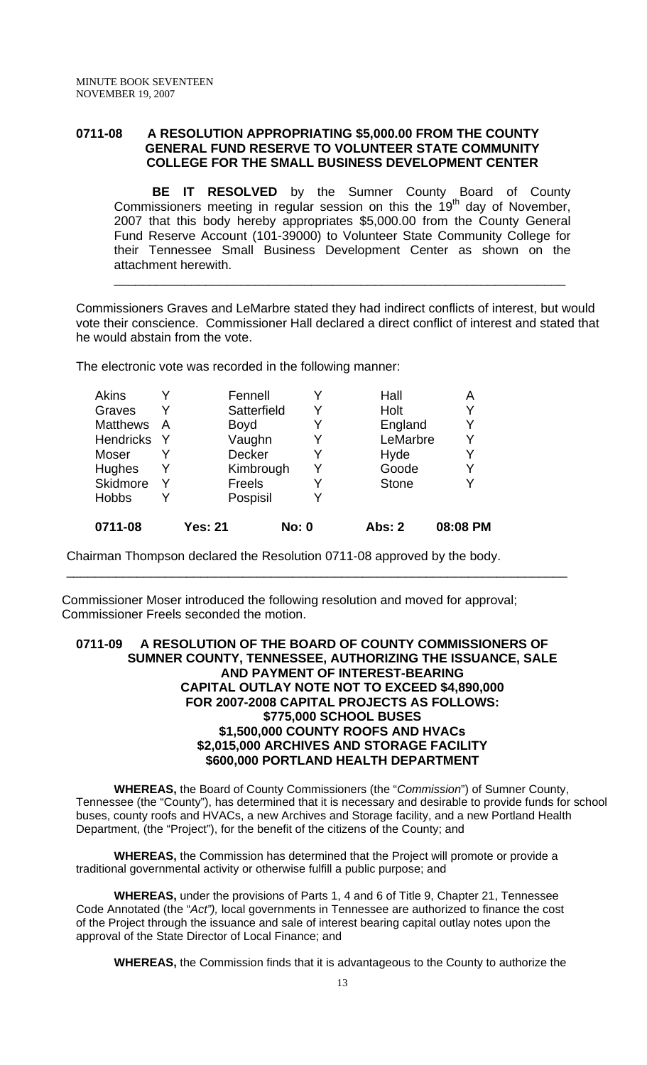**0711-08 A RESOLUTION APPROPRIATING $5,000.00 FROM THE COUNTY GENERAL FUND RESERVE TO VOLUNTEER STATE COMMUNITY COLLEGE FOR THE SMALL BUSINESS DEVELOPMENT CENTER**

**BE IT RESOLVED** by the Sumner County Board of County Commissioners meeting in regular session on this the 19th day of November, 2007 that this body hereby appropriates $5,000.00 from the County General Fund Reserve Account (101-39000) to Volunteer State Community College for their Tennessee Small Business Development Center as shown on the attachment herewith.

---

Commissioners Graves and LeMarbre stated they had indirect conflicts of interest, but would vote their conscience. Commissioner Hall declared a direct conflict of interest and stated that he would abstain from the vote.

The electronic vote was recorded in the following manner:

| | | | | | |
|---|---|---|---|---|---|
| Akins | Y | Fennell | Y | Hall | A |
| Graves | Y | Satterfield | Y | Holt | Y |
| Matthews | A | Boyd | Y | England | Y |
| Hendricks | Y | Vaughn | Y | LeMarbre | Y |
| Moser | Y | Decker | Y | Hyde | Y |
| Hughes | Y | Kimbrough | Y | Goode | Y |
| Skidmore | Y | Freels | Y | Stone | Y |
| Hobbs | Y | Pospisil | Y | | |
| **0711-08** | **Yes: 21** | | **No: 0** | **Abs: 2** | **08:08 PM** |

Chairman Thompson declared the Resolution 0711-08 approved by the body.

---

Commissioner Moser introduced the following resolution and moved for approval; Commissioner Freels seconded the motion.

**0711-09 A RESOLUTION OF THE BOARD OF COUNTY COMMISSIONERS OF SUMNER COUNTY, TENNESSEE, AUTHORIZING THE ISSUANCE, SALE AND PAYMENT OF INTEREST-BEARING CAPITAL OUTLAY NOTE NOT TO EXCEED $4,890,000 FOR 2007-2008 CAPITAL PROJECTS AS FOLLOWS: $775,000 SCHOOL BUSES $1,500,000 COUNTY ROOFS AND HVACs $2,015,000 ARCHIVES AND STORAGE FACILITY $600,000 PORTLAND HEALTH DEPARTMENT**

**WHEREAS,** the Board of County Commissioners (the "*Commission*") of Sumner County, Tennessee (the "County"), has determined that it is necessary and desirable to provide funds for school buses, county roofs and HVACs, a new Archives and Storage facility, and a new Portland Health Department, (the "Project"), for the benefit of the citizens of the County; and

**WHEREAS,** the Commission has determined that the Project will promote or provide a traditional governmental activity or otherwise fulfill a public purpose; and

**WHEREAS,** under the provisions of Parts 1, 4 and 6 of Title 9, Chapter 21, Tennessee Code Annotated (the "*Act"),* local governments in Tennessee are authorized to finance the cost of the Project through the issuance and sale of interest bearing capital outlay notes upon the approval of the State Director of Local Finance; and

**WHEREAS,** the Commission finds that it is advantageous to the County to authorize the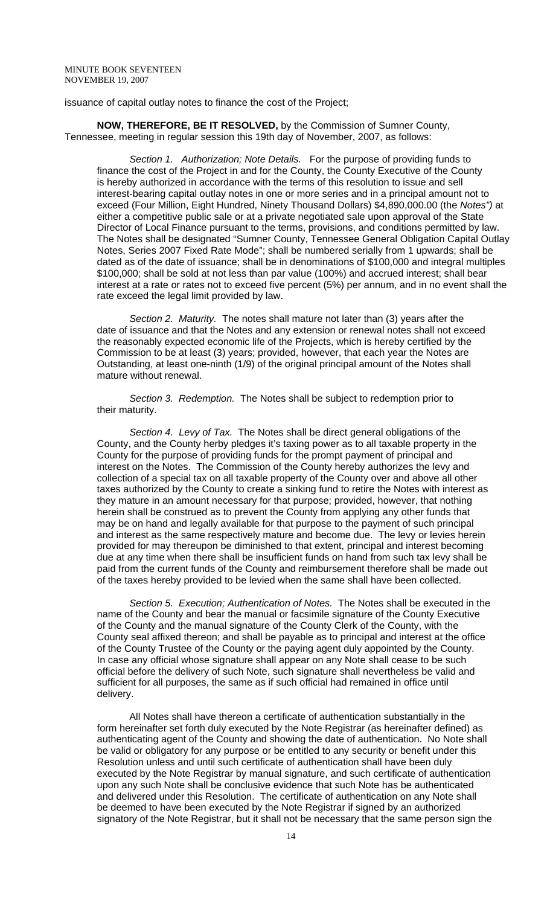issuance of capital outlay notes to finance the cost of the Project;

**NOW, THEREFORE, BE IT RESOLVED,** by the Commission of Sumner County, Tennessee, meeting in regular session this 19th day of November, 2007, as follows:

*Section 1. Authorization; Note Details.* For the purpose of providing funds to finance the cost of the Project in and for the County, the County Executive of the County is hereby authorized in accordance with the terms of this resolution to issue and sell interest-bearing capital outlay notes in one or more series and in a principal amount not to exceed (Four Million, Eight Hundred, Ninety Thousand Dollars) $4,890,000.00 (the *Notes")* at either a competitive public sale or at a private negotiated sale upon approval of the State Director of Local Finance pursuant to the terms, provisions, and conditions permitted by law. The Notes shall be designated "Sumner County, Tennessee General Obligation Capital Outlay Notes, Series 2007 Fixed Rate Mode"; shall be numbered serially from 1 upwards; shall be dated as of the date of issuance; shall be in denominations of $100,000 and integral multiples $100,000; shall be sold at not less than par value (100%) and accrued interest; shall bear interest at a rate or rates not to exceed five percent (5%) per annum, and in no event shall the rate exceed the legal limit provided by law.

*Section 2. Maturity.* The notes shall mature not later than (3) years after the date of issuance and that the Notes and any extension or renewal notes shall not exceed the reasonably expected economic life of the Projects, which is hereby certified by the Commission to be at least (3) years; provided, however, that each year the Notes are Outstanding, at least one-ninth (1/9) of the original principal amount of the Notes shall mature without renewal.

*Section 3. Redemption.* The Notes shall be subject to redemption prior to their maturity.

*Section 4. Levy of Tax.* The Notes shall be direct general obligations of the County, and the County herby pledges it's taxing power as to all taxable property in the County for the purpose of providing funds for the prompt payment of principal and interest on the Notes. The Commission of the County hereby authorizes the levy and collection of a special tax on all taxable property of the County over and above all other taxes authorized by the County to create a sinking fund to retire the Notes with interest as they mature in an amount necessary for that purpose; provided, however, that nothing herein shall be construed as to prevent the County from applying any other funds that may be on hand and legally available for that purpose to the payment of such principal and interest as the same respectively mature and become due. The levy or levies herein provided for may thereupon be diminished to that extent, principal and interest becoming due at any time when there shall be insufficient funds on hand from such tax levy shall be paid from the current funds of the County and reimbursement therefore shall be made out of the taxes hereby provided to be levied when the same shall have been collected.

*Section 5. Execution; Authentication of Notes.* The Notes shall be executed in the name of the County and bear the manual or facsimile signature of the County Executive of the County and the manual signature of the County Clerk of the County, with the County seal affixed thereon; and shall be payable as to principal and interest at the office of the County Trustee of the County or the paying agent duly appointed by the County. In case any official whose signature shall appear on any Note shall cease to be such official before the delivery of such Note, such signature shall nevertheless be valid and sufficient for all purposes, the same as if such official had remained in office until delivery.

All Notes shall have thereon a certificate of authentication substantially in the form hereinafter set forth duly executed by the Note Registrar (as hereinafter defined) as authenticating agent of the County and showing the date of authentication. No Note shall be valid or obligatory for any purpose or be entitled to any security or benefit under this Resolution unless and until such certificate of authentication shall have been duly executed by the Note Registrar by manual signature, and such certificate of authentication upon any such Note shall be conclusive evidence that such Note has be authenticated and delivered under this Resolution. The certificate of authentication on any Note shall be deemed to have been executed by the Note Registrar if signed by an authorized signatory of the Note Registrar, but it shall not be necessary that the same person sign the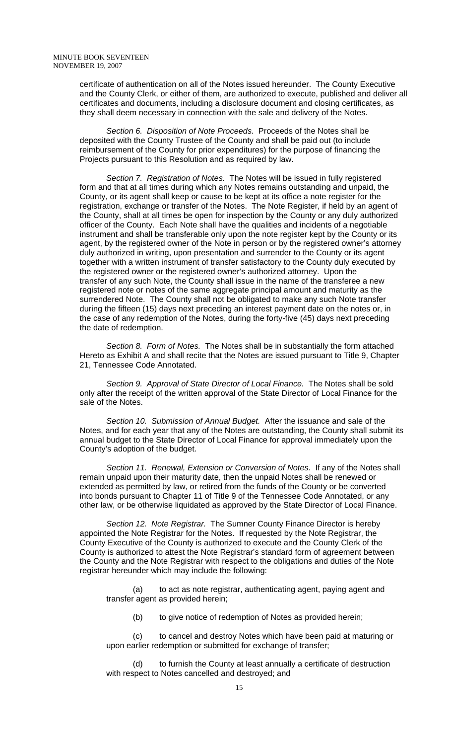certificate of authentication on all of the Notes issued hereunder. The County Executive and the County Clerk, or either of them, are authorized to execute, published and deliver all certificates and documents, including a disclosure document and closing certificates, as they shall deem necessary in connection with the sale and delivery of the Notes.

*Section 6. Disposition of Note Proceeds.* Proceeds of the Notes shall be deposited with the County Trustee of the County and shall be paid out (to include reimbursement of the County for prior expenditures) for the purpose of financing the Projects pursuant to this Resolution and as required by law.

*Section 7. Registration of Notes.* The Notes will be issued in fully registered form and that at all times during which any Notes remains outstanding and unpaid, the County, or its agent shall keep or cause to be kept at its office a note register for the registration, exchange or transfer of the Notes. The Note Register, if held by an agent of the County, shall at all times be open for inspection by the County or any duly authorized officer of the County. Each Note shall have the qualities and incidents of a negotiable instrument and shall be transferable only upon the note register kept by the County or its agent, by the registered owner of the Note in person or by the registered owner's attorney duly authorized in writing, upon presentation and surrender to the County or its agent together with a written instrument of transfer satisfactory to the County duly executed by the registered owner or the registered owner's authorized attorney. Upon the transfer of any such Note, the County shall issue in the name of the transferee a new registered note or notes of the same aggregate principal amount and maturity as the surrendered Note. The County shall not be obligated to make any such Note transfer during the fifteen (15) days next preceding an interest payment date on the notes or, in the case of any redemption of the Notes, during the forty-five (45) days next preceding the date of redemption.

*Section 8. Form of Notes.* The Notes shall be in substantially the form attached Hereto as Exhibit A and shall recite that the Notes are issued pursuant to Title 9, Chapter 21, Tennessee Code Annotated.

*Section 9. Approval of State Director of Local Finance.* The Notes shall be sold only after the receipt of the written approval of the State Director of Local Finance for the sale of the Notes.

*Section 10. Submission of Annual Budget.* After the issuance and sale of the Notes, and for each year that any of the Notes are outstanding, the County shall submit its annual budget to the State Director of Local Finance for approval immediately upon the County's adoption of the budget.

*Section 11. Renewal, Extension or Conversion of Notes.* If any of the Notes shall remain unpaid upon their maturity date, then the unpaid Notes shall be renewed or extended as permitted by law, or retired from the funds of the County or be converted into bonds pursuant to Chapter 11 of Title 9 of the Tennessee Code Annotated, or any other law, or be otherwise liquidated as approved by the State Director of Local Finance.

*Section 12. Note Registrar.* The Sumner County Finance Director is hereby appointed the Note Registrar for the Notes. If requested by the Note Registrar, the County Executive of the County is authorized to execute and the County Clerk of the County is authorized to attest the Note Registrar's standard form of agreement between the County and the Note Registrar with respect to the obligations and duties of the Note registrar hereunder which may include the following:

(a) to act as note registrar, authenticating agent, paying agent and transfer agent as provided herein;

(b) to give notice of redemption of Notes as provided herein;

(c) to cancel and destroy Notes which have been paid at maturing or upon earlier redemption or submitted for exchange of transfer;

(d) to furnish the County at least annually a certificate of destruction with respect to Notes cancelled and destroyed; and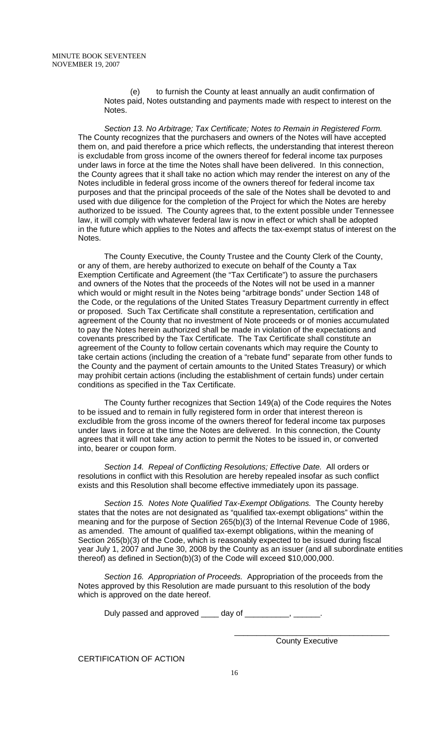(e) to furnish the County at least annually an audit confirmation of Notes paid, Notes outstanding and payments made with respect to interest on the Notes.

*Section 13. No Arbitrage; Tax Certificate; Notes to Remain in Registered Form.* The County recognizes that the purchasers and owners of the Notes will have accepted them on, and paid therefore a price which reflects, the understanding that interest thereon is excludable from gross income of the owners thereof for federal income tax purposes under laws in force at the time the Notes shall have been delivered. In this connection, the County agrees that it shall take no action which may render the interest on any of the Notes includible in federal gross income of the owners thereof for federal income tax purposes and that the principal proceeds of the sale of the Notes shall be devoted to and used with due diligence for the completion of the Project for which the Notes are hereby authorized to be issued. The County agrees that, to the extent possible under Tennessee law, it will comply with whatever federal law is now in effect or which shall be adopted in the future which applies to the Notes and affects the tax-exempt status of interest on the Notes.

The County Executive, the County Trustee and the County Clerk of the County, or any of them, are hereby authorized to execute on behalf of the County a Tax Exemption Certificate and Agreement (the "Tax Certificate") to assure the purchasers and owners of the Notes that the proceeds of the Notes will not be used in a manner which would or might result in the Notes being "arbitrage bonds" under Section 148 of the Code, or the regulations of the United States Treasury Department currently in effect or proposed. Such Tax Certificate shall constitute a representation, certification and agreement of the County that no investment of Note proceeds or of monies accumulated to pay the Notes herein authorized shall be made in violation of the expectations and covenants prescribed by the Tax Certificate. The Tax Certificate shall constitute an agreement of the County to follow certain covenants which may require the County to take certain actions (including the creation of a "rebate fund" separate from other funds to the County and the payment of certain amounts to the United States Treasury) or which may prohibit certain actions (including the establishment of certain funds) under certain conditions as specified in the Tax Certificate.

The County further recognizes that Section 149(a) of the Code requires the Notes to be issued and to remain in fully registered form in order that interest thereon is excludible from the gross income of the owners thereof for federal income tax purposes under laws in force at the time the Notes are delivered. In this connection, the County agrees that it will not take any action to permit the Notes to be issued in, or converted into, bearer or coupon form.

*Section 14. Repeal of Conflicting Resolutions; Effective Date.* All orders or resolutions in conflict with this Resolution are hereby repealed insofar as such conflict exists and this Resolution shall become effective immediately upon its passage.

*Section 15. Notes Note Qualified Tax-Exempt Obligations.* The County hereby states that the notes are not designated as "qualified tax-exempt obligations" within the meaning and for the purpose of Section 265(b)(3) of the Internal Revenue Code of 1986, as amended. The amount of qualified tax-exempt obligations, within the meaning of Section 265(b)(3) of the Code, which is reasonably expected to be issued during fiscal year July 1, 2007 and June 30, 2008 by the County as an issuer (and all subordinate entities thereof) as defined in Section(b)(3) of the Code will exceed $10,000,000.

*Section 16. Appropriation of Proceeds.* Appropriation of the proceeds from the Notes approved by this Resolution are made pursuant to this resolution of the body which is approved on the date hereof.

Duly passed and approved ____ day of __________, ______.

___________________________________
County Executive

CERTIFICATION OF ACTION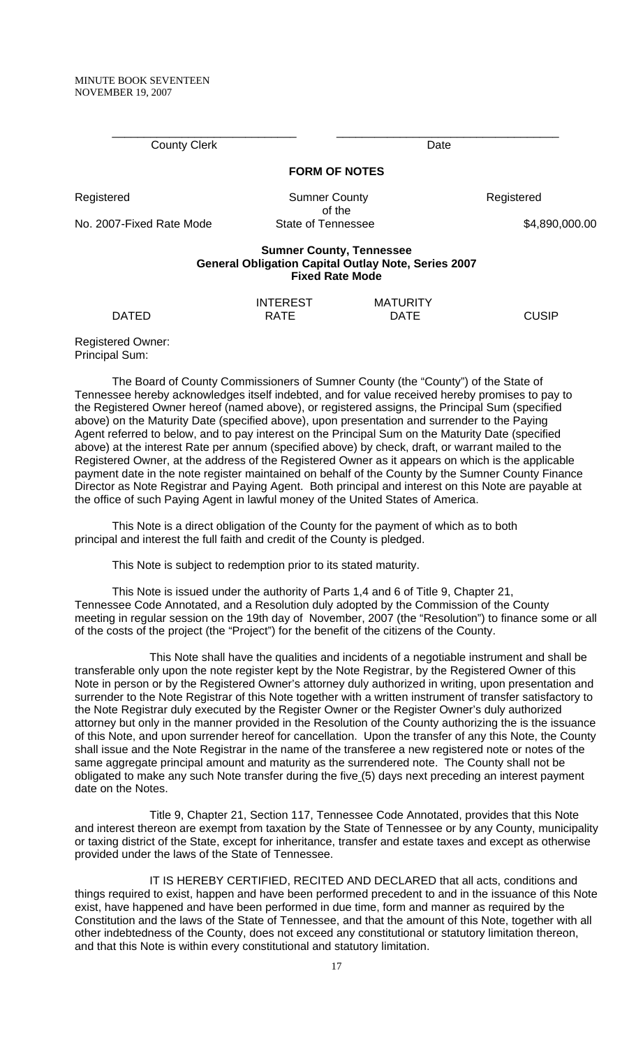\_\_\_\_\_\_\_\_\_\_\_\_\_\_\_\_\_\_\_\_\_\_\_\_\_\_\_\_\_\_ \_\_\_\_\_\_\_\_\_\_\_\_\_\_\_\_\_\_\_\_\_\_\_\_\_\_\_\_\_\_\_\_\_\_\_\_

County Clerk Date

**FORM OF NOTES**

| Registered | Sumner County of the | Registered |
|---|---|---|
| No. 2007-Fixed Rate Mode | State of Tennessee | $4,890,000.00 |

**Sumner County, Tennessee**
**General Obligation Capital Outlay Note, Series 2007**
**Fixed Rate Mode**

| DATED | INTEREST RATE | MATURITY DATE | CUSIP |
|---|---|---|---|

Registered Owner:
Principal Sum:

The Board of County Commissioners of Sumner County (the "County") of the State of Tennessee hereby acknowledges itself indebted, and for value received hereby promises to pay to the Registered Owner hereof (named above), or registered assigns, the Principal Sum (specified above) on the Maturity Date (specified above), upon presentation and surrender to the Paying Agent referred to below, and to pay interest on the Principal Sum on the Maturity Date (specified above) at the interest Rate per annum (specified above) by check, draft, or warrant mailed to the Registered Owner, at the address of the Registered Owner as it appears on which is the applicable payment date in the note register maintained on behalf of the County by the Sumner County Finance Director as Note Registrar and Paying Agent. Both principal and interest on this Note are payable at the office of such Paying Agent in lawful money of the United States of America.

This Note is a direct obligation of the County for the payment of which as to both principal and interest the full faith and credit of the County is pledged.

This Note is subject to redemption prior to its stated maturity.

This Note is issued under the authority of Parts 1,4 and 6 of Title 9, Chapter 21, Tennessee Code Annotated, and a Resolution duly adopted by the Commission of the County meeting in regular session on the 19th day of November, 2007 (the "Resolution") to finance some or all of the costs of the project (the "Project") for the benefit of the citizens of the County.

This Note shall have the qualities and incidents of a negotiable instrument and shall be transferable only upon the note register kept by the Note Registrar, by the Registered Owner of this Note in person or by the Registered Owner's attorney duly authorized in writing, upon presentation and surrender to the Note Registrar of this Note together with a written instrument of transfer satisfactory to the Note Registrar duly executed by the Register Owner or the Register Owner's duly authorized attorney but only in the manner provided in the Resolution of the County authorizing the is the issuance of this Note, and upon surrender hereof for cancellation. Upon the transfer of any this Note, the County shall issue and the Note Registrar in the name of the transferee a new registered note or notes of the same aggregate principal amount and maturity as the surrendered note. The County shall not be obligated to make any such Note transfer during the five (5) days next preceding an interest payment date on the Notes.

Title 9, Chapter 21, Section 117, Tennessee Code Annotated, provides that this Note and interest thereon are exempt from taxation by the State of Tennessee or by any County, municipality or taxing district of the State, except for inheritance, transfer and estate taxes and except as otherwise provided under the laws of the State of Tennessee.

IT IS HEREBY CERTIFIED, RECITED AND DECLARED that all acts, conditions and things required to exist, happen and have been performed precedent to and in the issuance of this Note exist, have happened and have been performed in due time, form and manner as required by the Constitution and the laws of the State of Tennessee, and that the amount of this Note, together with all other indebtedness of the County, does not exceed any constitutional or statutory limitation thereon, and that this Note is within every constitutional and statutory limitation.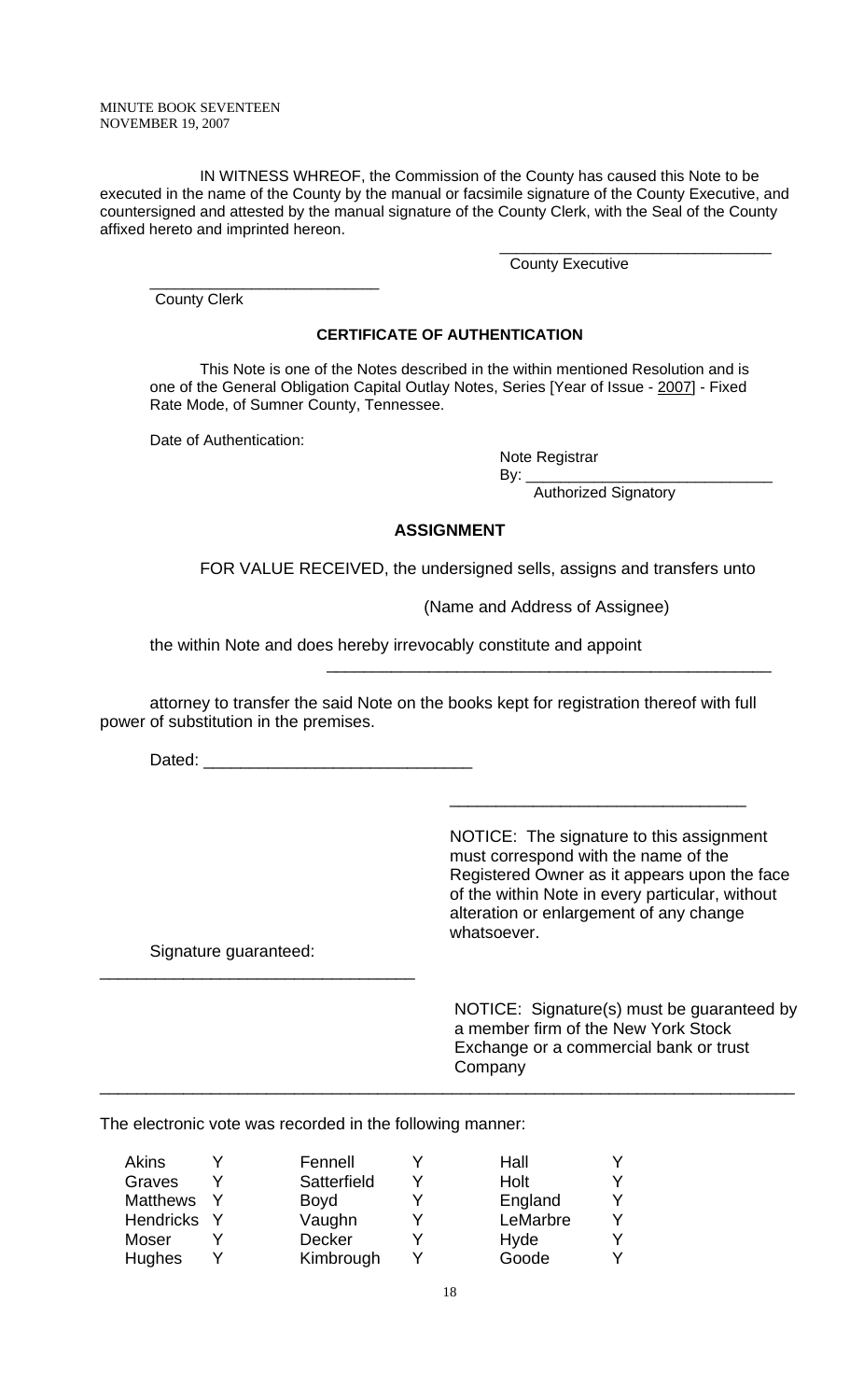IN WITNESS WHREOF, the Commission of the County has caused this Note to be executed in the name of the County by the manual or facsimile signature of the County Executive, and countersigned and attested by the manual signature of the County Clerk, with the Seal of the County affixed hereto and imprinted hereon.

_______________________________
County Executive

___________________________
County Clerk

**CERTIFICATE OF AUTHENTICATION**

This Note is one of the Notes described in the within mentioned Resolution and is one of the General Obligation Capital Outlay Notes, Series [Year of Issue - 2007] - Fixed Rate Mode, of Sumner County, Tennessee.

Date of Authentication:

Note Registrar
By: _____________________________
Authorized Signatory

**ASSIGNMENT**

FOR VALUE RECEIVED, the undersigned sells, assigns and transfers unto

(Name and Address of Assignee)

the within Note and does hereby irrevocably constitute and appoint

__________________________________________________

attorney to transfer the said Note on the books kept for registration thereof with full power of substitution in the premises.

Dated: _____________________________

________________________________

NOTICE: The signature to this assignment must correspond with the name of the Registered Owner as it appears upon the face of the within Note in every particular, without alteration or enlargement of any change whatsoever.

Signature guaranteed:

__________________________________

NOTICE: Signature(s) must be guaranteed by a member firm of the New York Stock Exchange or a commercial bank or trust Company

The electronic vote was recorded in the following manner:

| | | | | | |
|---|---|---|---|---|---|
| Akins | Y | Fennell | Y | Hall | Y |
| Graves | Y | Satterfield | Y | Holt | Y |
| Matthews | Y | Boyd | Y | England | Y |
| Hendricks | Y | Vaughn | Y | LeMarbre | Y |
| Moser | Y | Decker | Y | Hyde | Y |
| Hughes | Y | Kimbrough | Y | Goode | Y |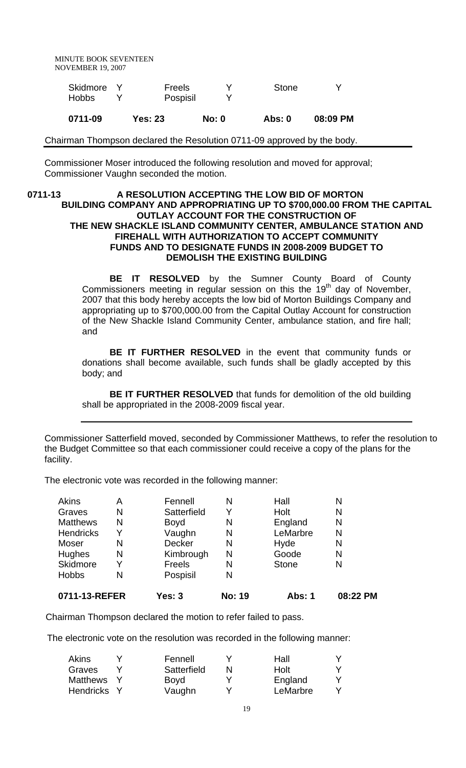| Skidmore | Y | Freels | Y | Stone | Y |
|---|---|---|---|---|---|
| Hobbs | Y | Pospisil | Y | | |

| 0711-09 | Yes: 23 | No: 0 | Abs: 0 | 08:09 PM |
|---|---|---|---|---|

Chairman Thompson declared the Resolution 0711-09 approved by the body.

Commissioner Moser introduced the following resolution and moved for approval; Commissioner Vaughn seconded the motion.

**0711-13 A RESOLUTION ACCEPTING THE LOW BID OF MORTON BUILDING COMPANY AND APPROPRIATING UP TO $700,000.00 FROM THE CAPITAL OUTLAY ACCOUNT FOR THE CONSTRUCTION OF THE NEW SHACKLE ISLAND COMMUNITY CENTER, AMBULANCE STATION AND FIREHALL WITH AUTHORIZATION TO ACCEPT COMMUNITY FUNDS AND TO DESIGNATE FUNDS IN 2008-2009 BUDGET TO DEMOLISH THE EXISTING BUILDING**

**BE IT RESOLVED** by the Sumner County Board of County Commissioners meeting in regular session on this the 19th day of November, 2007 that this body hereby accepts the low bid of Morton Buildings Company and appropriating up to $700,000.00 from the Capital Outlay Account for construction of the New Shackle Island Community Center, ambulance station, and fire hall; and

**BE IT FURTHER RESOLVED** in the event that community funds or donations shall become available, such funds shall be gladly accepted by this body; and

**BE IT FURTHER RESOLVED** that funds for demolition of the old building shall be appropriated in the 2008-2009 fiscal year.

---

Commissioner Satterfield moved, seconded by Commissioner Matthews, to refer the resolution to the Budget Committee so that each commissioner could receive a copy of the plans for the facility.

The electronic vote was recorded in the following manner:

| Akins | A | Fennell | N | Hall | N |
|---|---|---|---|---|---|
| Graves | N | Satterfield | Y | Holt | N |
| Matthews | N | Boyd | N | England | N |
| Hendricks | Y | Vaughn | N | LeMarbre | N |
| Moser | N | Decker | N | Hyde | N |
| Hughes | N | Kimbrough | N | Goode | N |
| Skidmore | Y | Freels | N | Stone | N |
| Hobbs | N | Pospisil | N | | |

| 0711-13-REFER | Yes: 3 | No: 19 | Abs: 1 | 08:22 PM |
|---|---|---|---|---|

Chairman Thompson declared the motion to refer failed to pass.

The electronic vote on the resolution was recorded in the following manner:

| Akins | Y | Fennell | Y | Hall | Y |
|---|---|---|---|---|---|
| Graves | Y | Satterfield | N | Holt | Y |
| Matthews | Y | Boyd | Y | England | Y |
| Hendricks | Y | Vaughn | Y | LeMarbre | Y |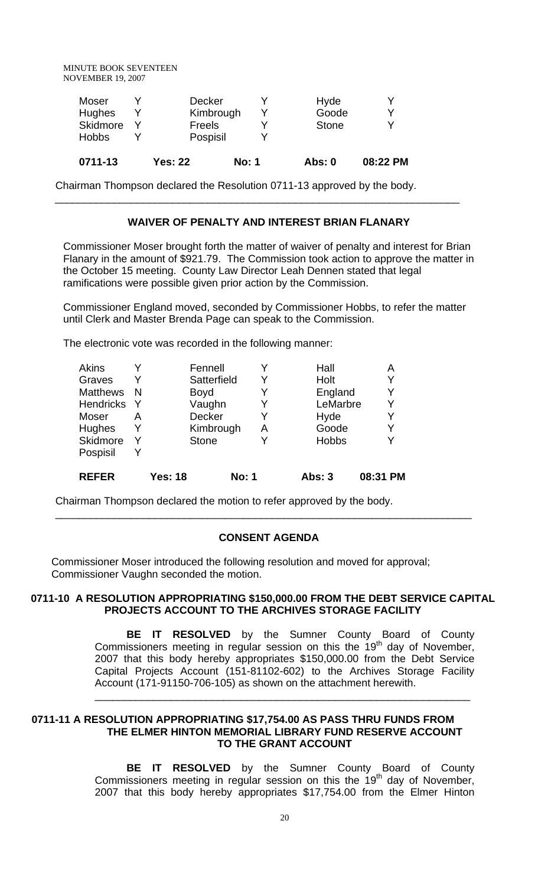| Moser | Y | Decker | Y | Hyde | Y |
|---|---|---|---|---|---|
| Hughes | Y | Kimbrough | Y | Goode | Y |
| Skidmore | Y | Freels | Y | Stone | Y |
| Hobbs | Y | Pospisil | Y | | |

**0711-13 Yes: 22 No: 1 Abs: 0 08:22 PM**

Chairman Thompson declared the Resolution 0711-13 approved by the body.

---

### WAIVER OF PENALTY AND INTEREST BRIAN FLANARY

Commissioner Moser brought forth the matter of waiver of penalty and interest for Brian Flanary in the amount of $921.79. The Commission took action to approve the matter in the October 15 meeting. County Law Director Leah Dennen stated that legal ramifications were possible given prior action by the Commission.

Commissioner England moved, seconded by Commissioner Hobbs, to refer the matter until Clerk and Master Brenda Page can speak to the Commission.

The electronic vote was recorded in the following manner:

| Akins | Y | Fennell | Y | Hall | A |
|---|---|---|---|---|---|
| Graves | Y | Satterfield | Y | Holt | Y |
| Matthews | N | Boyd | Y | England | Y |
| Hendricks | Y | Vaughn | Y | LeMarbre | Y |
| Moser | A | Decker | Y | Hyde | Y |
| Hughes | Y | Kimbrough | A | Goode | Y |
| Skidmore | Y | Stone | Y | Hobbs | Y |
| Pospisil | Y | | | | |

**REFER Yes: 18 No: 1 Abs: 3 08:31 PM**

Chairman Thompson declared the motion to refer approved by the body.

---

### CONSENT AGENDA

Commissioner Moser introduced the following resolution and moved for approval; Commissioner Vaughn seconded the motion.

**0711-10 A RESOLUTION APPROPRIATING $150,000.00 FROM THE DEBT SERVICE CAPITAL PROJECTS ACCOUNT TO THE ARCHIVES STORAGE FACILITY**

**BE IT RESOLVED** by the Sumner County Board of County Commissioners meeting in regular session on this the 19th day of November, 2007 that this body hereby appropriates $150,000.00 from the Debt Service Capital Projects Account (151-81102-602) to the Archives Storage Facility Account (171-91150-706-105) as shown on the attachment herewith.

---

**0711-11 A RESOLUTION APPROPRIATING $17,754.00 AS PASS THRU FUNDS FROM THE ELMER HINTON MEMORIAL LIBRARY FUND RESERVE ACCOUNT TO THE GRANT ACCOUNT**

**BE IT RESOLVED** by the Sumner County Board of County Commissioners meeting in regular session on this the 19th day of November, 2007 that this body hereby appropriates $17,754.00 from the Elmer Hinton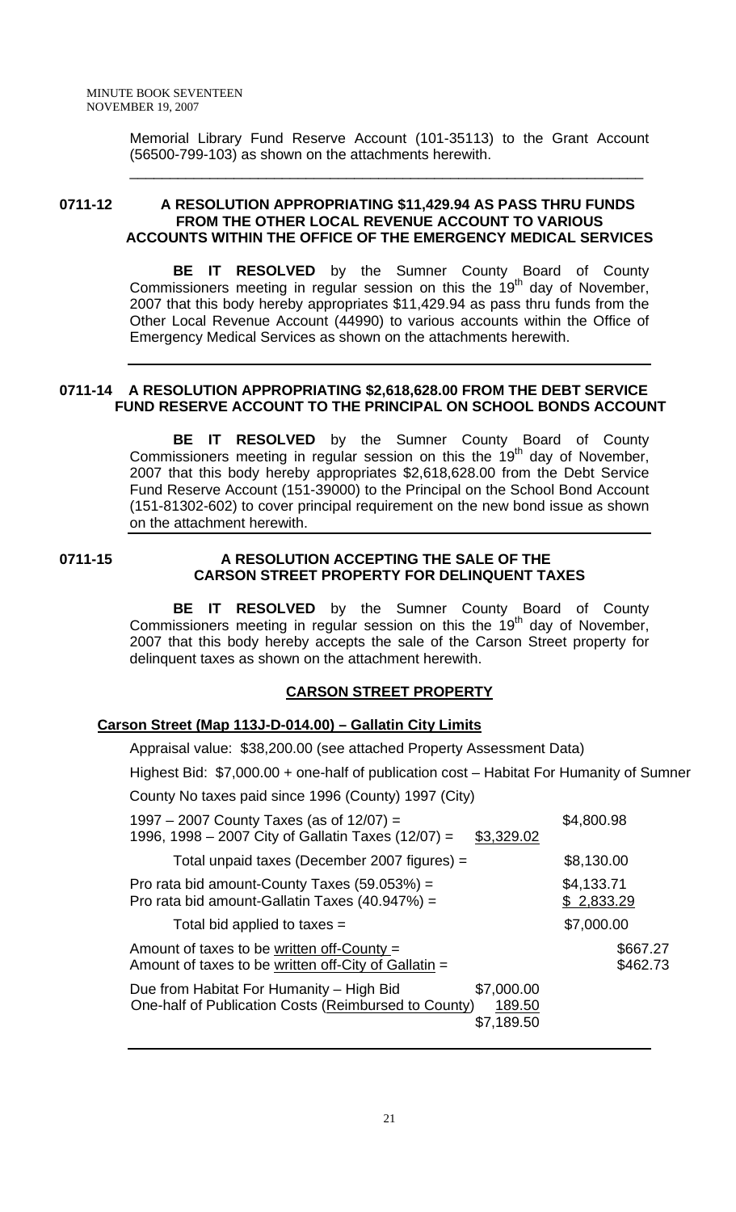Memorial Library Fund Reserve Account (101-35113) to the Grant Account (56500-799-103) as shown on the attachments herewith.

---

**0711-12 A RESOLUTION APPROPRIATING $11,429.94 AS PASS THRU FUNDS FROM THE OTHER LOCAL REVENUE ACCOUNT TO VARIOUS ACCOUNTS WITHIN THE OFFICE OF THE EMERGENCY MEDICAL SERVICES**

**BE IT RESOLVED** by the Sumner County Board of County Commissioners meeting in regular session on this the 19th day of November, 2007 that this body hereby appropriates $11,429.94 as pass thru funds from the Other Local Revenue Account (44990) to various accounts within the Office of Emergency Medical Services as shown on the attachments herewith.

---

**0711-14 A RESOLUTION APPROPRIATING $2,618,628.00 FROM THE DEBT SERVICE FUND RESERVE ACCOUNT TO THE PRINCIPAL ON SCHOOL BONDS ACCOUNT**

**BE IT RESOLVED** by the Sumner County Board of County Commissioners meeting in regular session on this the 19th day of November, 2007 that this body hereby appropriates $2,618,628.00 from the Debt Service Fund Reserve Account (151-39000) to the Principal on the School Bond Account (151-81302-602) to cover principal requirement on the new bond issue as shown on the attachment herewith.

---

**0711-15 A RESOLUTION ACCEPTING THE SALE OF THE CARSON STREET PROPERTY FOR DELINQUENT TAXES**

**BE IT RESOLVED** by the Sumner County Board of County Commissioners meeting in regular session on this the 19th day of November, 2007 that this body hereby accepts the sale of the Carson Street property for delinquent taxes as shown on the attachment herewith.

**CARSON STREET PROPERTY**

**Carson Street (Map 113J-D-014.00) – Gallatin City Limits**

Appraisal value: $38,200.00 (see attached Property Assessment Data)

Highest Bid: $7,000.00 + one-half of publication cost – Habitat For Humanity of Sumner County No taxes paid since 1996 (County) 1997 (City)

| | | |
|---|---|---|
| 1997 – 2007 County Taxes (as of 12/07) = | | $4,800.98 |
| 1996, 1998 – 2007 City of Gallatin Taxes (12/07) = | $3,329.02 | |
| Total unpaid taxes (December 2007 figures) = | | $8,130.00 |
| Pro rata bid amount-County Taxes (59.053%) = | | $4,133.71 |
| Pro rata bid amount-Gallatin Taxes (40.947%) = | | $ 2,833.29 |
| Total bid applied to taxes = | | $7,000.00 |
| Amount of taxes to be written off-County = | | $667.27 |
| Amount of taxes to be written off-City of Gallatin = | | $462.73 |
| Due from Habitat For Humanity – High Bid | $7,000.00 | |
| One-half of Publication Costs (Reimbursed to County) | 189.50 | |
| | $7,189.50 | |

---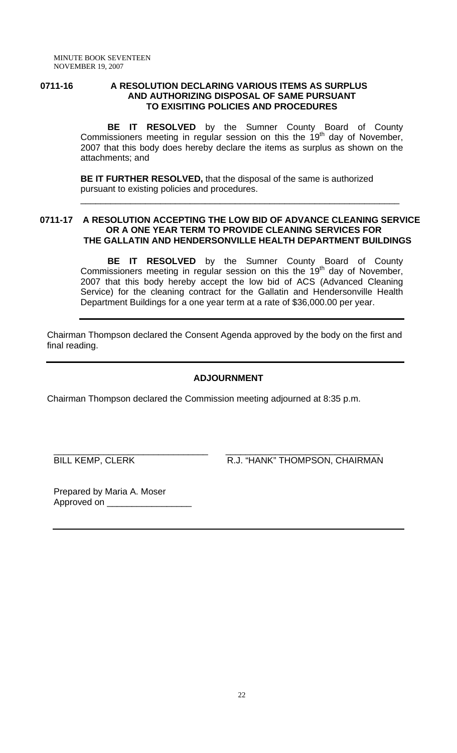**0711-16 A RESOLUTION DECLARING VARIOUS ITEMS AS SURPLUS AND AUTHORIZING DISPOSAL OF SAME PURSUANT TO EXISITING POLICIES AND PROCEDURES**

**BE IT RESOLVED** by the Sumner County Board of County Commissioners meeting in regular session on this the 19th day of November, 2007 that this body does hereby declare the items as surplus as shown on the attachments; and

**BE IT FURTHER RESOLVED,** that the disposal of the same is authorized pursuant to existing policies and procedures.

---

**0711-17 A RESOLUTION ACCEPTING THE LOW BID OF ADVANCE CLEANING SERVICE OR A ONE YEAR TERM TO PROVIDE CLEANING SERVICES FOR THE GALLATIN AND HENDERSONVILLE HEALTH DEPARTMENT BUILDINGS**

**BE IT RESOLVED** by the Sumner County Board of County Commissioners meeting in regular session on this the 19th day of November, 2007 that this body hereby accept the low bid of ACS (Advanced Cleaning Service) for the cleaning contract for the Gallatin and Hendersonville Health Department Buildings for a one year term at a rate of $36,000.00 per year.

---

Chairman Thompson declared the Consent Agenda approved by the body on the first and final reading.

---

**ADJOURNMENT**

Chairman Thompson declared the Commission meeting adjourned at 8:35 p.m.

_______________________________ _______________________________
BILL KEMP, CLERK R.J. "HANK" THOMPSON, CHAIRMAN

Prepared by Maria A. Moser
Approved on _________________